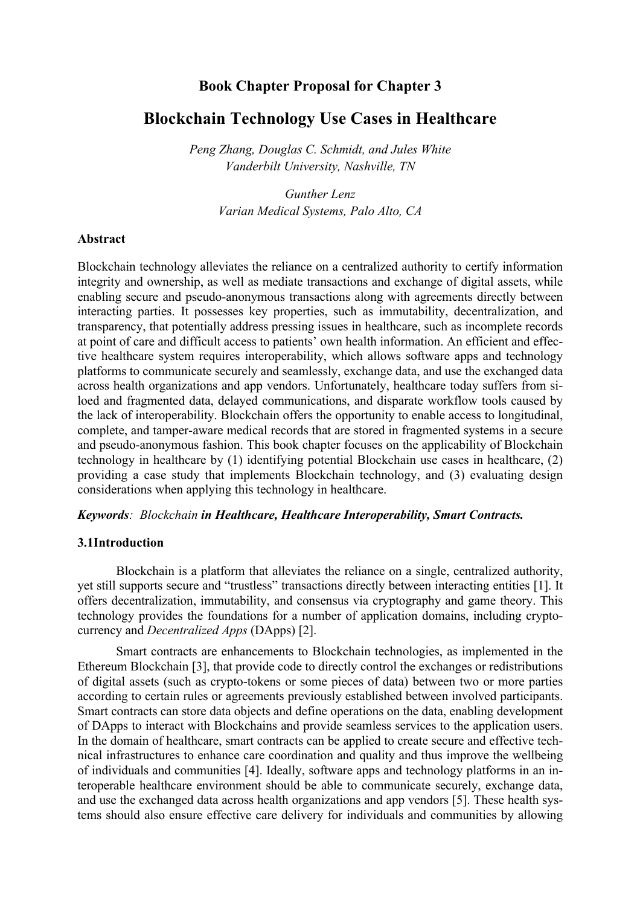# Book Chapter Proposal for Chapter 3

# Blockchain Technology Use Cases in Healthcare

*Peng Zhang, Douglas C. Schmidt, and Jules White*
*Vanderbilt University, Nashville, TN*

*Gunther Lenz*
*Varian Medical Systems, Palo Alto, CA*

### Abstract

Blockchain technology alleviates the reliance on a centralized authority to certify information integrity and ownership, as well as mediate transactions and exchange of digital assets, while enabling secure and pseudo-anonymous transactions along with agreements directly between interacting parties. It possesses key properties, such as immutability, decentralization, and transparency, that potentially address pressing issues in healthcare, such as incomplete records at point of care and difficult access to patients' own health information. An efficient and effective healthcare system requires interoperability, which allows software apps and technology platforms to communicate securely and seamlessly, exchange data, and use the exchanged data across health organizations and app vendors. Unfortunately, healthcare today suffers from siloed and fragmented data, delayed communications, and disparate workflow tools caused by the lack of interoperability. Blockchain offers the opportunity to enable access to longitudinal, complete, and tamper-aware medical records that are stored in fragmented systems in a secure and pseudo-anonymous fashion. This book chapter focuses on the applicability of Blockchain technology in healthcare by (1) identifying potential Blockchain use cases in healthcare, (2) providing a case study that implements Blockchain technology, and (3) evaluating design considerations when applying this technology in healthcare.

***Keywords**: Blockchain **in Healthcare, Healthcare Interoperability, Smart Contracts.***

### 3.1Introduction

Blockchain is a platform that alleviates the reliance on a single, centralized authority, yet still supports secure and "trustless" transactions directly between interacting entities [1]. It offers decentralization, immutability, and consensus via cryptography and game theory. This technology provides the foundations for a number of application domains, including crypto-currency and *Decentralized Apps* (DApps) [2].

Smart contracts are enhancements to Blockchain technologies, as implemented in the Ethereum Blockchain [3], that provide code to directly control the exchanges or redistributions of digital assets (such as crypto-tokens or some pieces of data) between two or more parties according to certain rules or agreements previously established between involved participants. Smart contracts can store data objects and define operations on the data, enabling development of DApps to interact with Blockchains and provide seamless services to the application users. In the domain of healthcare, smart contracts can be applied to create secure and effective technical infrastructures to enhance care coordination and quality and thus improve the wellbeing of individuals and communities [4]. Ideally, software apps and technology platforms in an interoperable healthcare environment should be able to communicate securely, exchange data, and use the exchanged data across health organizations and app vendors [5]. These health systems should also ensure effective care delivery for individuals and communities by allowing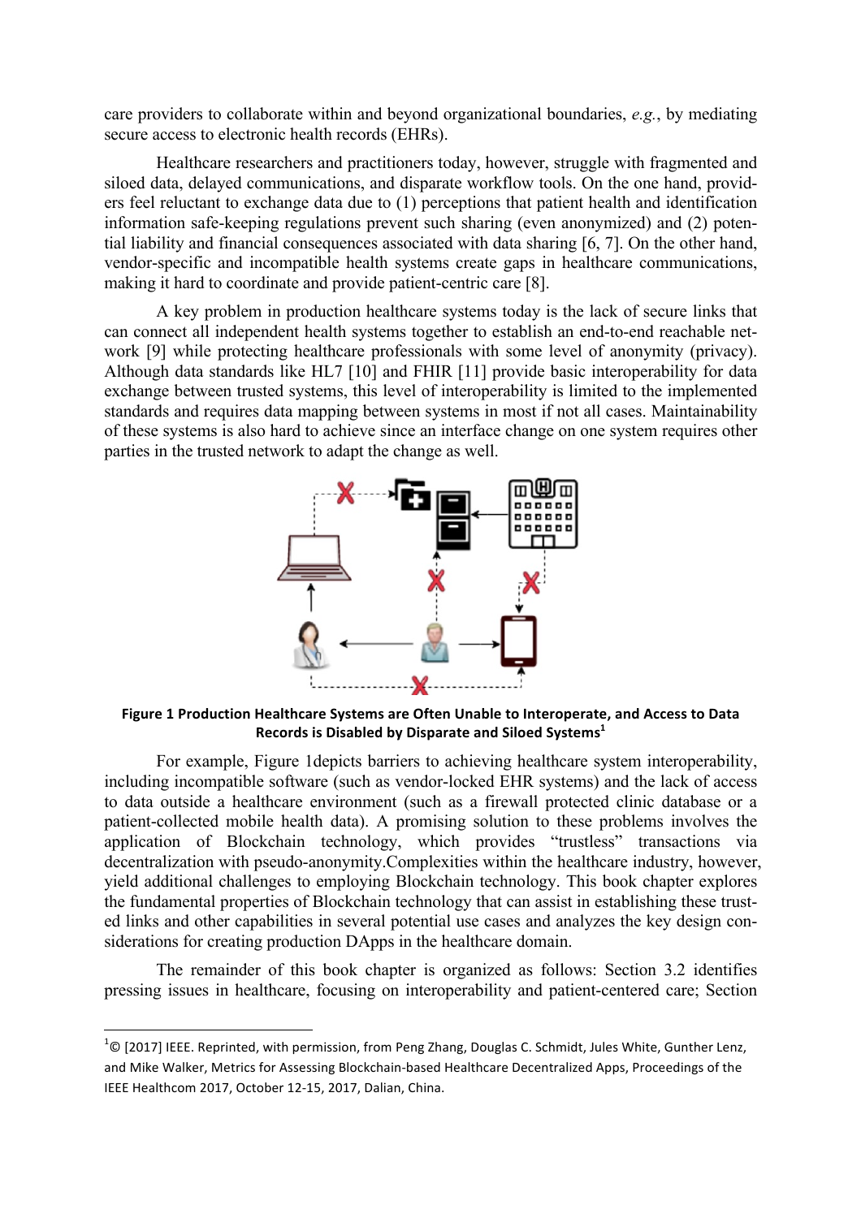care providers to collaborate within and beyond organizational boundaries, *e.g.*, by mediating secure access to electronic health records (EHRs).

Healthcare researchers and practitioners today, however, struggle with fragmented and siloed data, delayed communications, and disparate workflow tools. On the one hand, providers feel reluctant to exchange data due to (1) perceptions that patient health and identification information safe-keeping regulations prevent such sharing (even anonymized) and (2) potential liability and financial consequences associated with data sharing [6, 7]. On the other hand, vendor-specific and incompatible health systems create gaps in healthcare communications, making it hard to coordinate and provide patient-centric care [8].

A key problem in production healthcare systems today is the lack of secure links that can connect all independent health systems together to establish an end-to-end reachable network [9] while protecting healthcare professionals with some level of anonymity (privacy). Although data standards like HL7 [10] and FHIR [11] provide basic interoperability for data exchange between trusted systems, this level of interoperability is limited to the implemented standards and requires data mapping between systems in most if not all cases. Maintainability of these systems is also hard to achieve since an interface change on one system requires other parties in the trusted network to adapt the change as well.

**Figure 1 Production Healthcare Systems are Often Unable to Interoperate, and Access to Data Records is Disabled by Disparate and Siloed Systems[1]**

For example, Figure 1depicts barriers to achieving healthcare system interoperability, including incompatible software (such as vendor-locked EHR systems) and the lack of access to data outside a healthcare environment (such as a firewall protected clinic database or a patient-collected mobile health data). A promising solution to these problems involves the application of Blockchain technology, which provides "trustless" transactions via decentralization with pseudo-anonymity.Complexities within the healthcare industry, however, yield additional challenges to employing Blockchain technology. This book chapter explores the fundamental properties of Blockchain technology that can assist in establishing these trusted links and other capabilities in several potential use cases and analyzes the key design considerations for creating production DApps in the healthcare domain.

The remainder of this book chapter is organized as follows: Section 3.2 identifies pressing issues in healthcare, focusing on interoperability and patient-centered care; Section

[1]© [2017] IEEE. Reprinted, with permission, from Peng Zhang, Douglas C. Schmidt, Jules White, Gunther Lenz, and Mike Walker, Metrics for Assessing Blockchain-based Healthcare Decentralized Apps, Proceedings of the IEEE Healthcom 2017, October 12-15, 2017, Dalian, China.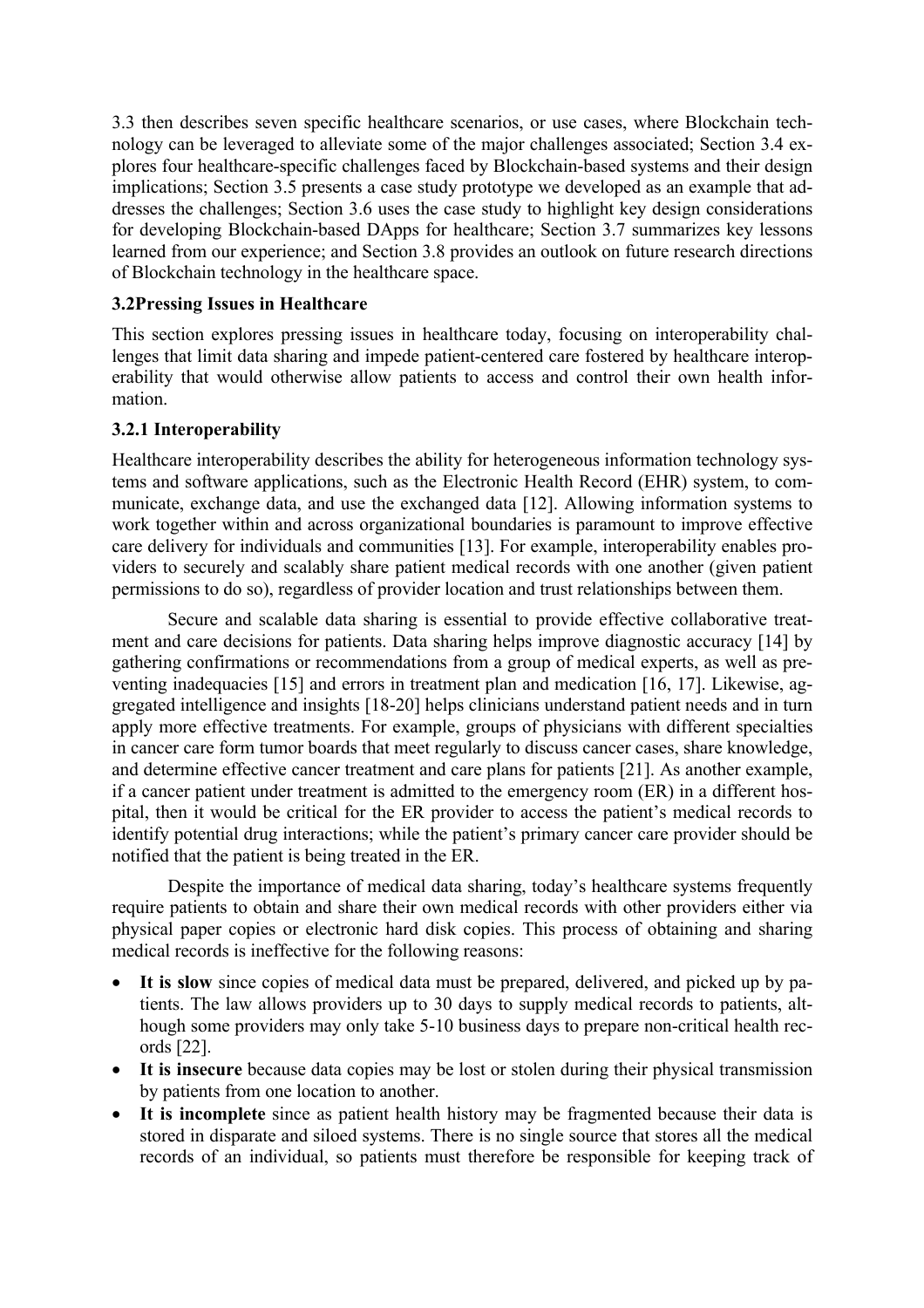3.3 then describes seven specific healthcare scenarios, or use cases, where Blockchain technology can be leveraged to alleviate some of the major challenges associated; Section 3.4 explores four healthcare-specific challenges faced by Blockchain-based systems and their design implications; Section 3.5 presents a case study prototype we developed as an example that addresses the challenges; Section 3.6 uses the case study to highlight key design considerations for developing Blockchain-based DApps for healthcare; Section 3.7 summarizes key lessons learned from our experience; and Section 3.8 provides an outlook on future research directions of Blockchain technology in the healthcare space.

### 3.2Pressing Issues in Healthcare

This section explores pressing issues in healthcare today, focusing on interoperability challenges that limit data sharing and impede patient-centered care fostered by healthcare interoperability that would otherwise allow patients to access and control their own health information.

#### 3.2.1 Interoperability

Healthcare interoperability describes the ability for heterogeneous information technology systems and software applications, such as the Electronic Health Record (EHR) system, to communicate, exchange data, and use the exchanged data [12]. Allowing information systems to work together within and across organizational boundaries is paramount to improve effective care delivery for individuals and communities [13]. For example, interoperability enables providers to securely and scalably share patient medical records with one another (given patient permissions to do so), regardless of provider location and trust relationships between them.

Secure and scalable data sharing is essential to provide effective collaborative treatment and care decisions for patients. Data sharing helps improve diagnostic accuracy [14] by gathering confirmations or recommendations from a group of medical experts, as well as preventing inadequacies [15] and errors in treatment plan and medication [16, 17]. Likewise, aggregated intelligence and insights [18-20] helps clinicians understand patient needs and in turn apply more effective treatments. For example, groups of physicians with different specialties in cancer care form tumor boards that meet regularly to discuss cancer cases, share knowledge, and determine effective cancer treatment and care plans for patients [21]. As another example, if a cancer patient under treatment is admitted to the emergency room (ER) in a different hospital, then it would be critical for the ER provider to access the patient's medical records to identify potential drug interactions; while the patient's primary cancer care provider should be notified that the patient is being treated in the ER.

Despite the importance of medical data sharing, today's healthcare systems frequently require patients to obtain and share their own medical records with other providers either via physical paper copies or electronic hard disk copies. This process of obtaining and sharing medical records is ineffective for the following reasons:

- **It is slow** since copies of medical data must be prepared, delivered, and picked up by patients. The law allows providers up to 30 days to supply medical records to patients, although some providers may only take 5-10 business days to prepare non-critical health records [22].
- **It is insecure** because data copies may be lost or stolen during their physical transmission by patients from one location to another.
- **It is incomplete** since as patient health history may be fragmented because their data is stored in disparate and siloed systems. There is no single source that stores all the medical records of an individual, so patients must therefore be responsible for keeping track of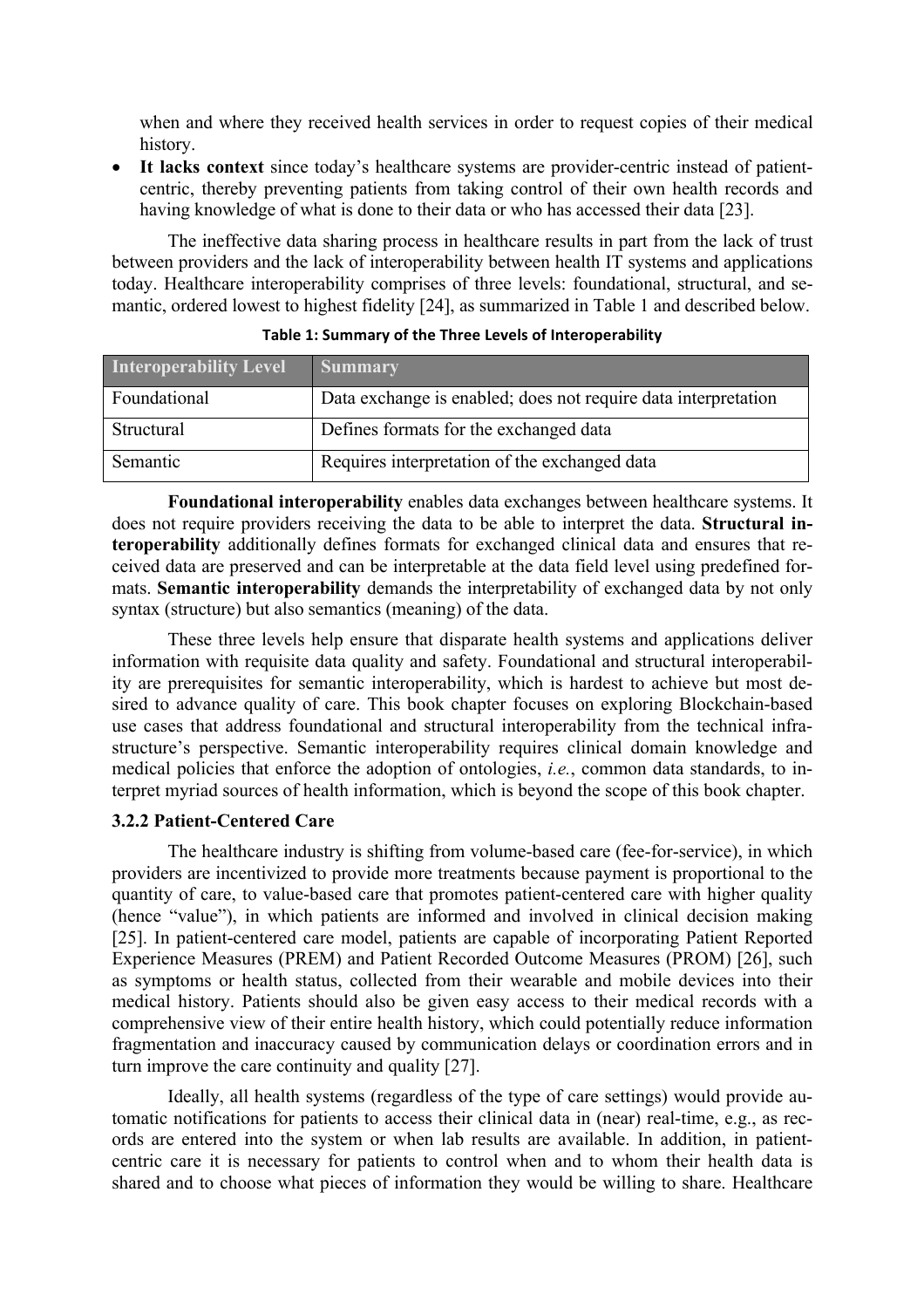when and where they received health services in order to request copies of their medical history.

- **It lacks context** since today's healthcare systems are provider-centric instead of patient-centric, thereby preventing patients from taking control of their own health records and having knowledge of what is done to their data or who has accessed their data [23].

The ineffective data sharing process in healthcare results in part from the lack of trust between providers and the lack of interoperability between health IT systems and applications today. Healthcare interoperability comprises of three levels: foundational, structural, and semantic, ordered lowest to highest fidelity [24], as summarized in Table 1 and described below.

**Table 1: Summary of the Three Levels of Interoperability**

| Interoperability Level | Summary |
| --- | --- |
| Foundational | Data exchange is enabled; does not require data interpretation |
| Structural | Defines formats for the exchanged data |
| Semantic | Requires interpretation of the exchanged data |

**Foundational interoperability** enables data exchanges between healthcare systems. It does not require providers receiving the data to be able to interpret the data. **Structural interoperability** additionally defines formats for exchanged clinical data and ensures that received data are preserved and can be interpretable at the data field level using predefined formats. **Semantic interoperability** demands the interpretability of exchanged data by not only syntax (structure) but also semantics (meaning) of the data.

These three levels help ensure that disparate health systems and applications deliver information with requisite data quality and safety. Foundational and structural interoperability are prerequisites for semantic interoperability, which is hardest to achieve but most desired to advance quality of care. This book chapter focuses on exploring Blockchain-based use cases that address foundational and structural interoperability from the technical infrastructure's perspective. Semantic interoperability requires clinical domain knowledge and medical policies that enforce the adoption of ontologies, *i.e.*, common data standards, to interpret myriad sources of health information, which is beyond the scope of this book chapter.

### 3.2.2 Patient-Centered Care

The healthcare industry is shifting from volume-based care (fee-for-service), in which providers are incentivized to provide more treatments because payment is proportional to the quantity of care, to value-based care that promotes patient-centered care with higher quality (hence "value"), in which patients are informed and involved in clinical decision making [25]. In patient-centered care model, patients are capable of incorporating Patient Reported Experience Measures (PREM) and Patient Recorded Outcome Measures (PROM) [26], such as symptoms or health status, collected from their wearable and mobile devices into their medical history. Patients should also be given easy access to their medical records with a comprehensive view of their entire health history, which could potentially reduce information fragmentation and inaccuracy caused by communication delays or coordination errors and in turn improve the care continuity and quality [27].

Ideally, all health systems (regardless of the type of care settings) would provide automatic notifications for patients to access their clinical data in (near) real-time, e.g., as records are entered into the system or when lab results are available. In addition, in patient-centric care it is necessary for patients to control when and to whom their health data is shared and to choose what pieces of information they would be willing to share. Healthcare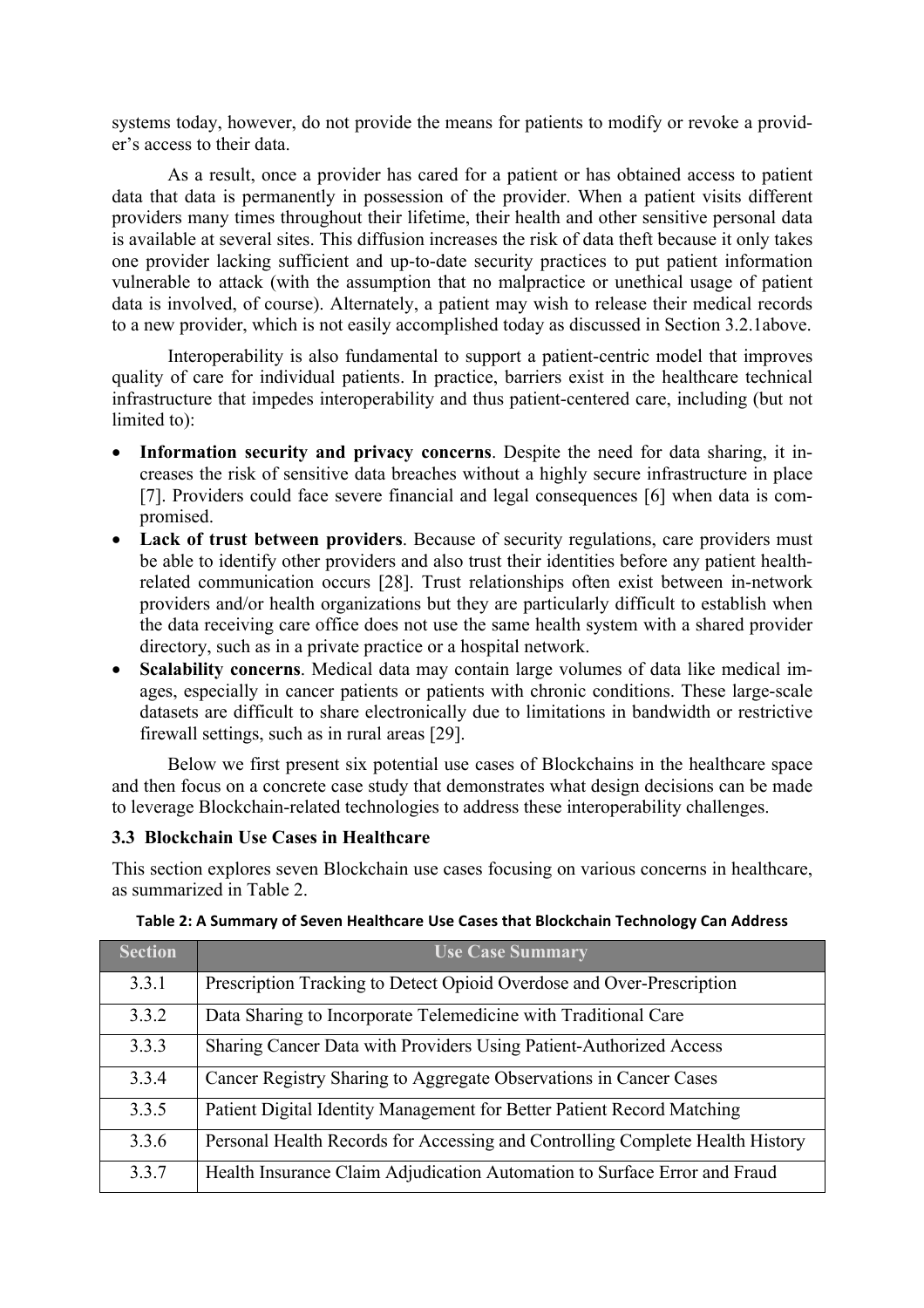systems today, however, do not provide the means for patients to modify or revoke a provider's access to their data.

As a result, once a provider has cared for a patient or has obtained access to patient data that data is permanently in possession of the provider. When a patient visits different providers many times throughout their lifetime, their health and other sensitive personal data is available at several sites. This diffusion increases the risk of data theft because it only takes one provider lacking sufficient and up-to-date security practices to put patient information vulnerable to attack (with the assumption that no malpractice or unethical usage of patient data is involved, of course). Alternately, a patient may wish to release their medical records to a new provider, which is not easily accomplished today as discussed in Section 3.2.1above.

Interoperability is also fundamental to support a patient-centric model that improves quality of care for individual patients. In practice, barriers exist in the healthcare technical infrastructure that impedes interoperability and thus patient-centered care, including (but not limited to):

- **Information security and privacy concerns**. Despite the need for data sharing, it increases the risk of sensitive data breaches without a highly secure infrastructure in place [7]. Providers could face severe financial and legal consequences [6] when data is compromised.
- **Lack of trust between providers**. Because of security regulations, care providers must be able to identify other providers and also trust their identities before any patient health-related communication occurs [28]. Trust relationships often exist between in-network providers and/or health organizations but they are particularly difficult to establish when the data receiving care office does not use the same health system with a shared provider directory, such as in a private practice or a hospital network.
- **Scalability concerns**. Medical data may contain large volumes of data like medical images, especially in cancer patients or patients with chronic conditions. These large-scale datasets are difficult to share electronically due to limitations in bandwidth or restrictive firewall settings, such as in rural areas [29].

Below we first present six potential use cases of Blockchains in the healthcare space and then focus on a concrete case study that demonstrates what design decisions can be made to leverage Blockchain-related technologies to address these interoperability challenges.

### 3.3 Blockchain Use Cases in Healthcare

This section explores seven Blockchain use cases focusing on various concerns in healthcare, as summarized in Table 2.

**Table 2: A Summary of Seven Healthcare Use Cases that Blockchain Technology Can Address**

| Section | Use Case Summary |
|---|---|
| 3.3.1 | Prescription Tracking to Detect Opioid Overdose and Over-Prescription |
| 3.3.2 | Data Sharing to Incorporate Telemedicine with Traditional Care |
| 3.3.3 | Sharing Cancer Data with Providers Using Patient-Authorized Access |
| 3.3.4 | Cancer Registry Sharing to Aggregate Observations in Cancer Cases |
| 3.3.5 | Patient Digital Identity Management for Better Patient Record Matching |
| 3.3.6 | Personal Health Records for Accessing and Controlling Complete Health History |
| 3.3.7 | Health Insurance Claim Adjudication Automation to Surface Error and Fraud |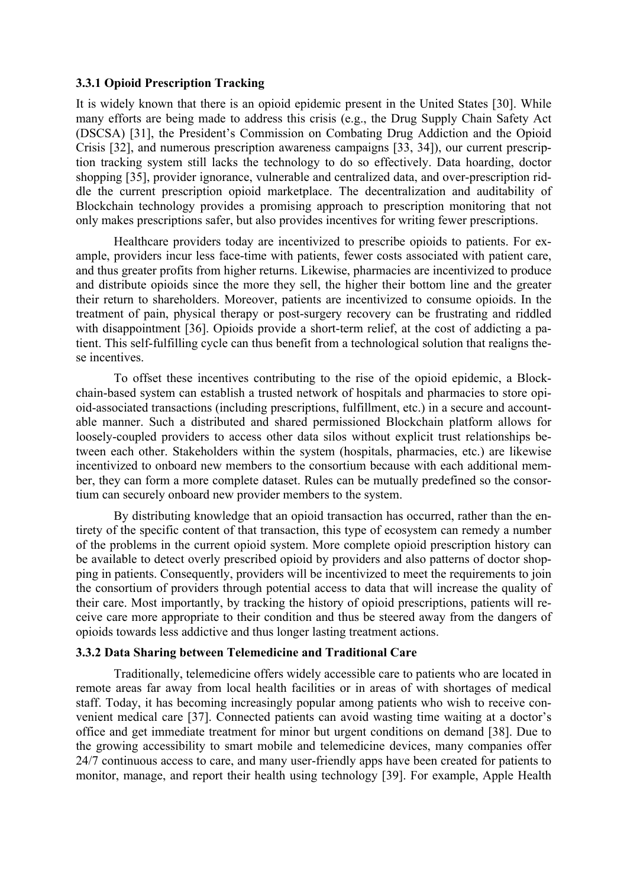### 3.3.1 Opioid Prescription Tracking

It is widely known that there is an opioid epidemic present in the United States [30]. While many efforts are being made to address this crisis (e.g., the Drug Supply Chain Safety Act (DSCSA) [31], the President's Commission on Combating Drug Addiction and the Opioid Crisis [32], and numerous prescription awareness campaigns [33, 34]), our current prescription tracking system still lacks the technology to do so effectively. Data hoarding, doctor shopping [35], provider ignorance, vulnerable and centralized data, and over-prescription riddle the current prescription opioid marketplace. The decentralization and auditability of Blockchain technology provides a promising approach to prescription monitoring that not only makes prescriptions safer, but also provides incentives for writing fewer prescriptions.

Healthcare providers today are incentivized to prescribe opioids to patients. For example, providers incur less face-time with patients, fewer costs associated with patient care, and thus greater profits from higher returns. Likewise, pharmacies are incentivized to produce and distribute opioids since the more they sell, the higher their bottom line and the greater their return to shareholders. Moreover, patients are incentivized to consume opioids. In the treatment of pain, physical therapy or post-surgery recovery can be frustrating and riddled with disappointment [36]. Opioids provide a short-term relief, at the cost of addicting a patient. This self-fulfilling cycle can thus benefit from a technological solution that realigns these incentives.

To offset these incentives contributing to the rise of the opioid epidemic, a Blockchain-based system can establish a trusted network of hospitals and pharmacies to store opioid-associated transactions (including prescriptions, fulfillment, etc.) in a secure and accountable manner. Such a distributed and shared permissioned Blockchain platform allows for loosely-coupled providers to access other data silos without explicit trust relationships between each other. Stakeholders within the system (hospitals, pharmacies, etc.) are likewise incentivized to onboard new members to the consortium because with each additional member, they can form a more complete dataset. Rules can be mutually predefined so the consortium can securely onboard new provider members to the system.

By distributing knowledge that an opioid transaction has occurred, rather than the entirety of the specific content of that transaction, this type of ecosystem can remedy a number of the problems in the current opioid system. More complete opioid prescription history can be available to detect overly prescribed opioid by providers and also patterns of doctor shopping in patients. Consequently, providers will be incentivized to meet the requirements to join the consortium of providers through potential access to data that will increase the quality of their care. Most importantly, by tracking the history of opioid prescriptions, patients will receive care more appropriate to their condition and thus be steered away from the dangers of opioids towards less addictive and thus longer lasting treatment actions.

### 3.3.2 Data Sharing between Telemedicine and Traditional Care

Traditionally, telemedicine offers widely accessible care to patients who are located in remote areas far away from local health facilities or in areas of with shortages of medical staff. Today, it has becoming increasingly popular among patients who wish to receive convenient medical care [37]. Connected patients can avoid wasting time waiting at a doctor's office and get immediate treatment for minor but urgent conditions on demand [38]. Due to the growing accessibility to smart mobile and telemedicine devices, many companies offer 24/7 continuous access to care, and many user-friendly apps have been created for patients to monitor, manage, and report their health using technology [39]. For example, Apple Health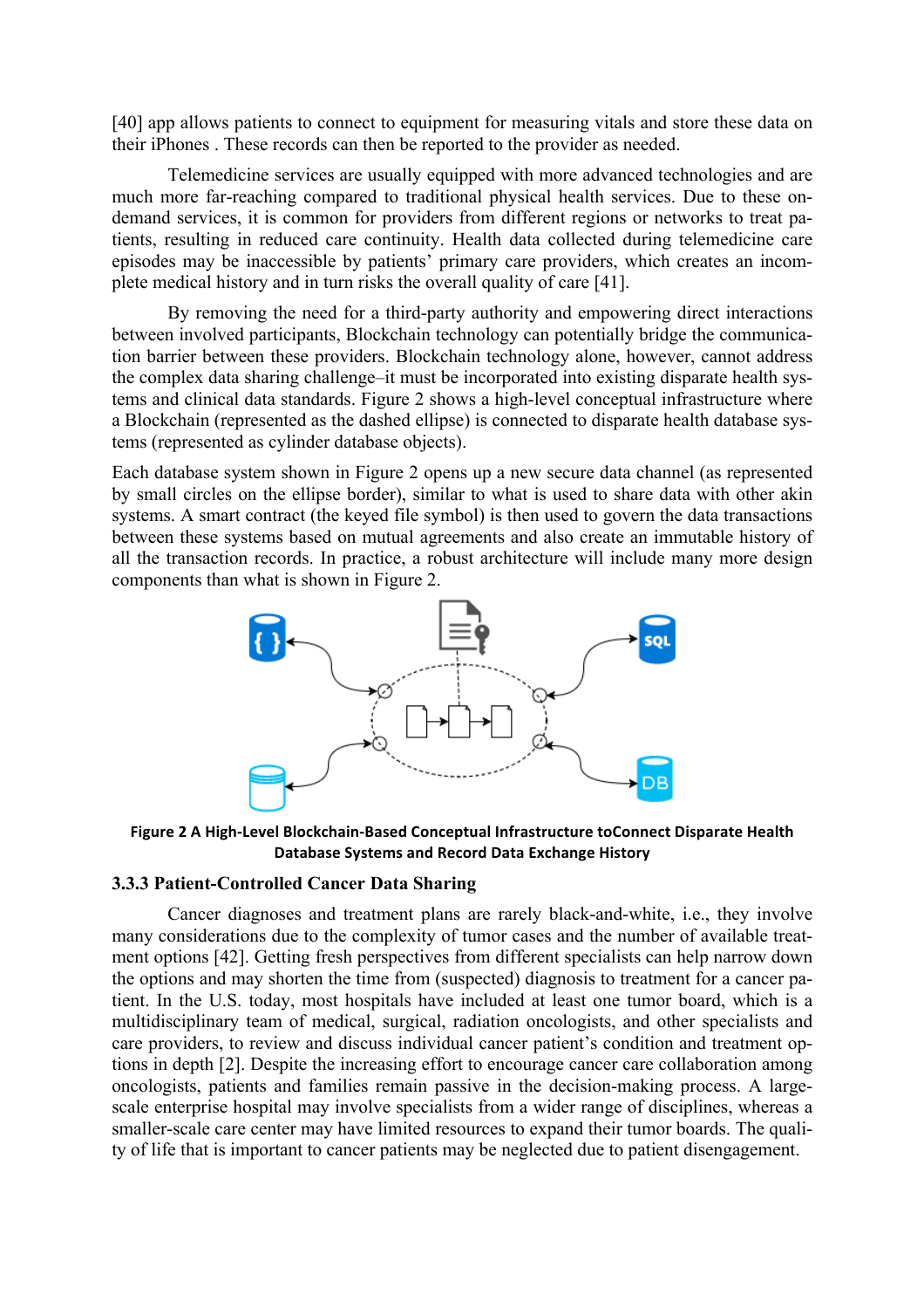[40] app allows patients to connect to equipment for measuring vitals and store these data on their iPhones . These records can then be reported to the provider as needed.

Telemedicine services are usually equipped with more advanced technologies and are much more far-reaching compared to traditional physical health services. Due to these on-demand services, it is common for providers from different regions or networks to treat patients, resulting in reduced care continuity. Health data collected during telemedicine care episodes may be inaccessible by patients' primary care providers, which creates an incomplete medical history and in turn risks the overall quality of care [41].

By removing the need for a third-party authority and empowering direct interactions between involved participants, Blockchain technology can potentially bridge the communication barrier between these providers. Blockchain technology alone, however, cannot address the complex data sharing challenge–it must be incorporated into existing disparate health systems and clinical data standards. Figure 2 shows a high-level conceptual infrastructure where a Blockchain (represented as the dashed ellipse) is connected to disparate health database systems (represented as cylinder database objects).

Each database system shown in Figure 2 opens up a new secure data channel (as represented by small circles on the ellipse border), similar to what is used to share data with other akin systems. A smart contract (the keyed file symbol) is then used to govern the data transactions between these systems based on mutual agreements and also create an immutable history of all the transaction records. In practice, a robust architecture will include many more design components than what is shown in Figure 2.

**Figure 2 A High-Level Blockchain-Based Conceptual Infrastructure toConnect Disparate Health Database Systems and Record Data Exchange History**

### 3.3.3 Patient-Controlled Cancer Data Sharing

Cancer diagnoses and treatment plans are rarely black-and-white, i.e., they involve many considerations due to the complexity of tumor cases and the number of available treatment options [42]. Getting fresh perspectives from different specialists can help narrow down the options and may shorten the time from (suspected) diagnosis to treatment for a cancer patient. In the U.S. today, most hospitals have included at least one tumor board, which is a multidisciplinary team of medical, surgical, radiation oncologists, and other specialists and care providers, to review and discuss individual cancer patient's condition and treatment options in depth [2]. Despite the increasing effort to encourage cancer care collaboration among oncologists, patients and families remain passive in the decision-making process. A large-scale enterprise hospital may involve specialists from a wider range of disciplines, whereas a smaller-scale care center may have limited resources to expand their tumor boards. The quality of life that is important to cancer patients may be neglected due to patient disengagement.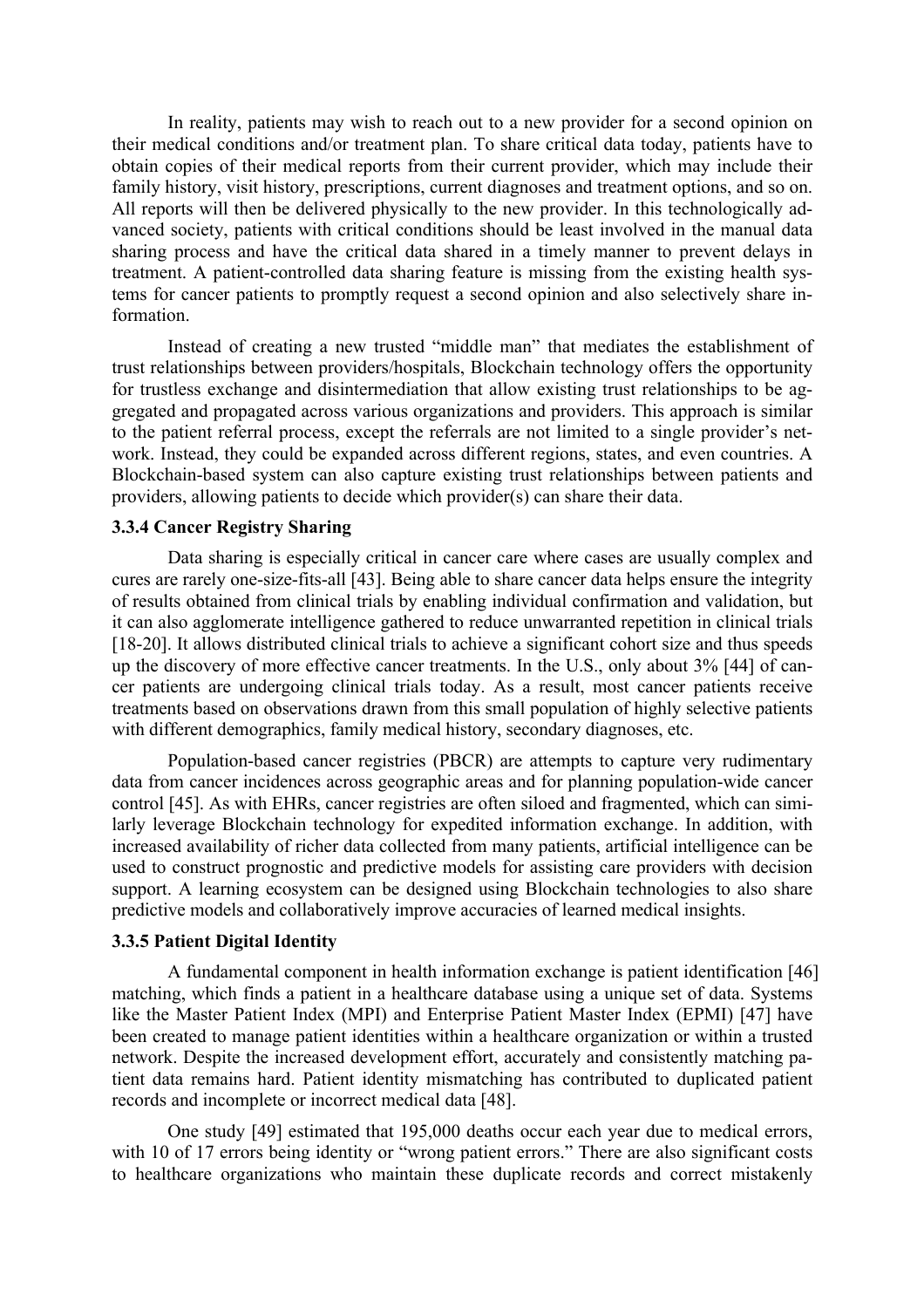In reality, patients may wish to reach out to a new provider for a second opinion on their medical conditions and/or treatment plan. To share critical data today, patients have to obtain copies of their medical reports from their current provider, which may include their family history, visit history, prescriptions, current diagnoses and treatment options, and so on. All reports will then be delivered physically to the new provider. In this technologically advanced society, patients with critical conditions should be least involved in the manual data sharing process and have the critical data shared in a timely manner to prevent delays in treatment. A patient-controlled data sharing feature is missing from the existing health systems for cancer patients to promptly request a second opinion and also selectively share information.

Instead of creating a new trusted "middle man" that mediates the establishment of trust relationships between providers/hospitals, Blockchain technology offers the opportunity for trustless exchange and disintermediation that allow existing trust relationships to be aggregated and propagated across various organizations and providers. This approach is similar to the patient referral process, except the referrals are not limited to a single provider's network. Instead, they could be expanded across different regions, states, and even countries. A Blockchain-based system can also capture existing trust relationships between patients and providers, allowing patients to decide which provider(s) can share their data.

### 3.3.4 Cancer Registry Sharing

Data sharing is especially critical in cancer care where cases are usually complex and cures are rarely one-size-fits-all [43]. Being able to share cancer data helps ensure the integrity of results obtained from clinical trials by enabling individual confirmation and validation, but it can also agglomerate intelligence gathered to reduce unwarranted repetition in clinical trials [18-20]. It allows distributed clinical trials to achieve a significant cohort size and thus speeds up the discovery of more effective cancer treatments. In the U.S., only about 3% [44] of cancer patients are undergoing clinical trials today. As a result, most cancer patients receive treatments based on observations drawn from this small population of highly selective patients with different demographics, family medical history, secondary diagnoses, etc.

Population-based cancer registries (PBCR) are attempts to capture very rudimentary data from cancer incidences across geographic areas and for planning population-wide cancer control [45]. As with EHRs, cancer registries are often siloed and fragmented, which can similarly leverage Blockchain technology for expedited information exchange. In addition, with increased availability of richer data collected from many patients, artificial intelligence can be used to construct prognostic and predictive models for assisting care providers with decision support. A learning ecosystem can be designed using Blockchain technologies to also share predictive models and collaboratively improve accuracies of learned medical insights.

### 3.3.5 Patient Digital Identity

A fundamental component in health information exchange is patient identification [46] matching, which finds a patient in a healthcare database using a unique set of data. Systems like the Master Patient Index (MPI) and Enterprise Patient Master Index (EPMI) [47] have been created to manage patient identities within a healthcare organization or within a trusted network. Despite the increased development effort, accurately and consistently matching patient data remains hard. Patient identity mismatching has contributed to duplicated patient records and incomplete or incorrect medical data [48].

One study [49] estimated that 195,000 deaths occur each year due to medical errors, with 10 of 17 errors being identity or "wrong patient errors." There are also significant costs to healthcare organizations who maintain these duplicate records and correct mistakenly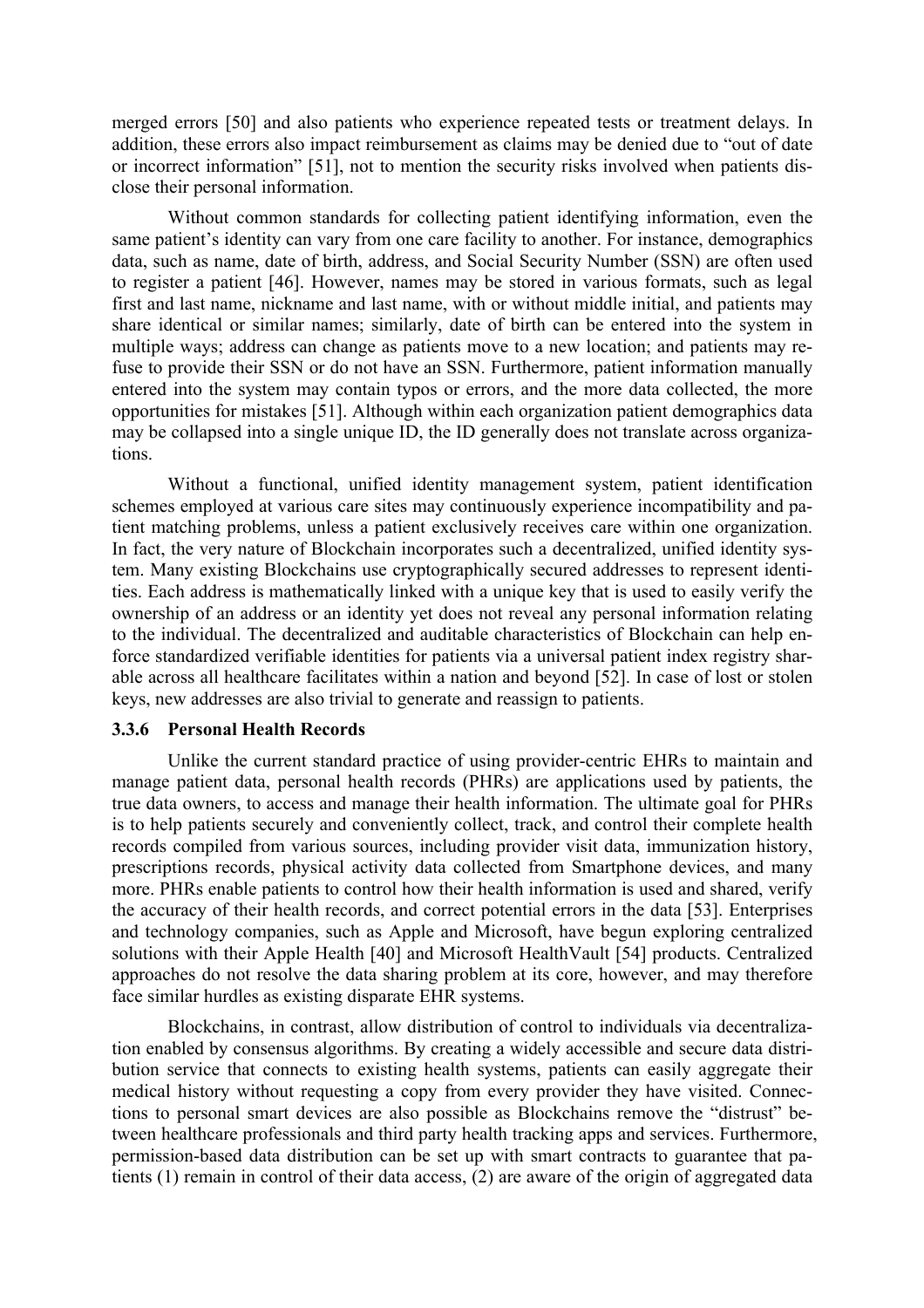merged errors [50] and also patients who experience repeated tests or treatment delays. In addition, these errors also impact reimbursement as claims may be denied due to "out of date or incorrect information" [51], not to mention the security risks involved when patients disclose their personal information.

Without common standards for collecting patient identifying information, even the same patient's identity can vary from one care facility to another. For instance, demographics data, such as name, date of birth, address, and Social Security Number (SSN) are often used to register a patient [46]. However, names may be stored in various formats, such as legal first and last name, nickname and last name, with or without middle initial, and patients may share identical or similar names; similarly, date of birth can be entered into the system in multiple ways; address can change as patients move to a new location; and patients may refuse to provide their SSN or do not have an SSN. Furthermore, patient information manually entered into the system may contain typos or errors, and the more data collected, the more opportunities for mistakes [51]. Although within each organization patient demographics data may be collapsed into a single unique ID, the ID generally does not translate across organizations.

Without a functional, unified identity management system, patient identification schemes employed at various care sites may continuously experience incompatibility and patient matching problems, unless a patient exclusively receives care within one organization. In fact, the very nature of Blockchain incorporates such a decentralized, unified identity system. Many existing Blockchains use cryptographically secured addresses to represent identities. Each address is mathematically linked with a unique key that is used to easily verify the ownership of an address or an identity yet does not reveal any personal information relating to the individual. The decentralized and auditable characteristics of Blockchain can help enforce standardized verifiable identities for patients via a universal patient index registry sharable across all healthcare facilitates within a nation and beyond [52]. In case of lost or stolen keys, new addresses are also trivial to generate and reassign to patients.

### 3.3.6 Personal Health Records

Unlike the current standard practice of using provider-centric EHRs to maintain and manage patient data, personal health records (PHRs) are applications used by patients, the true data owners, to access and manage their health information. The ultimate goal for PHRs is to help patients securely and conveniently collect, track, and control their complete health records compiled from various sources, including provider visit data, immunization history, prescriptions records, physical activity data collected from Smartphone devices, and many more. PHRs enable patients to control how their health information is used and shared, verify the accuracy of their health records, and correct potential errors in the data [53]. Enterprises and technology companies, such as Apple and Microsoft, have begun exploring centralized solutions with their Apple Health [40] and Microsoft HealthVault [54] products. Centralized approaches do not resolve the data sharing problem at its core, however, and may therefore face similar hurdles as existing disparate EHR systems.

Blockchains, in contrast, allow distribution of control to individuals via decentralization enabled by consensus algorithms. By creating a widely accessible and secure data distribution service that connects to existing health systems, patients can easily aggregate their medical history without requesting a copy from every provider they have visited. Connections to personal smart devices are also possible as Blockchains remove the "distrust" between healthcare professionals and third party health tracking apps and services. Furthermore, permission-based data distribution can be set up with smart contracts to guarantee that patients (1) remain in control of their data access, (2) are aware of the origin of aggregated data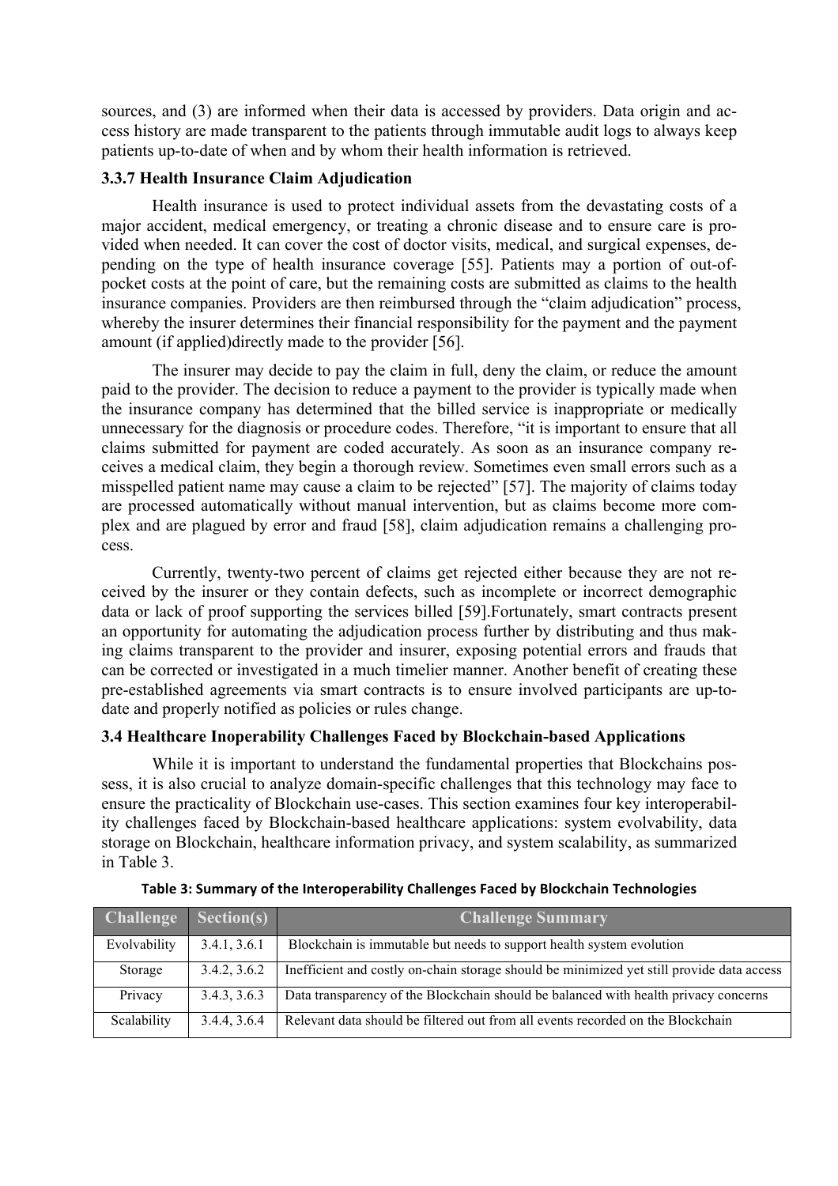sources, and (3) are informed when their data is accessed by providers. Data origin and access history are made transparent to the patients through immutable audit logs to always keep patients up-to-date of when and by whom their health information is retrieved.

### 3.3.7 Health Insurance Claim Adjudication

Health insurance is used to protect individual assets from the devastating costs of a major accident, medical emergency, or treating a chronic disease and to ensure care is provided when needed. It can cover the cost of doctor visits, medical, and surgical expenses, depending on the type of health insurance coverage [55]. Patients may a portion of out-of-pocket costs at the point of care, but the remaining costs are submitted as claims to the health insurance companies. Providers are then reimbursed through the "claim adjudication" process, whereby the insurer determines their financial responsibility for the payment and the payment amount (if applied)directly made to the provider [56].

The insurer may decide to pay the claim in full, deny the claim, or reduce the amount paid to the provider. The decision to reduce a payment to the provider is typically made when the insurance company has determined that the billed service is inappropriate or medically unnecessary for the diagnosis or procedure codes. Therefore, "it is important to ensure that all claims submitted for payment are coded accurately. As soon as an insurance company receives a medical claim, they begin a thorough review. Sometimes even small errors such as a misspelled patient name may cause a claim to be rejected" [57]. The majority of claims today are processed automatically without manual intervention, but as claims become more complex and are plagued by error and fraud [58], claim adjudication remains a challenging process.

Currently, twenty-two percent of claims get rejected either because they are not received by the insurer or they contain defects, such as incomplete or incorrect demographic data or lack of proof supporting the services billed [59].Fortunately, smart contracts present an opportunity for automating the adjudication process further by distributing and thus making claims transparent to the provider and insurer, exposing potential errors and frauds that can be corrected or investigated in a much timelier manner. Another benefit of creating these pre-established agreements via smart contracts is to ensure involved participants are up-to-date and properly notified as policies or rules change.

## 3.4 Healthcare Inoperability Challenges Faced by Blockchain-based Applications

While it is important to understand the fundamental properties that Blockchains possess, it is also crucial to analyze domain-specific challenges that this technology may face to ensure the practicality of Blockchain use-cases. This section examines four key interoperability challenges faced by Blockchain-based healthcare applications: system evolvability, data storage on Blockchain, healthcare information privacy, and system scalability, as summarized in Table 3.

**Table 3: Summary of the Interoperability Challenges Faced by Blockchain Technologies**

| Challenge | Section(s) | Challenge Summary |
|---|---|---|
| Evolvability | 3.4.1, 3.6.1 | Blockchain is immutable but needs to support health system evolution |
| Storage | 3.4.2, 3.6.2 | Inefficient and costly on-chain storage should be minimized yet still provide data access |
| Privacy | 3.4.3, 3.6.3 | Data transparency of the Blockchain should be balanced with health privacy concerns |
| Scalability | 3.4.4, 3.6.4 | Relevant data should be filtered out from all events recorded on the Blockchain |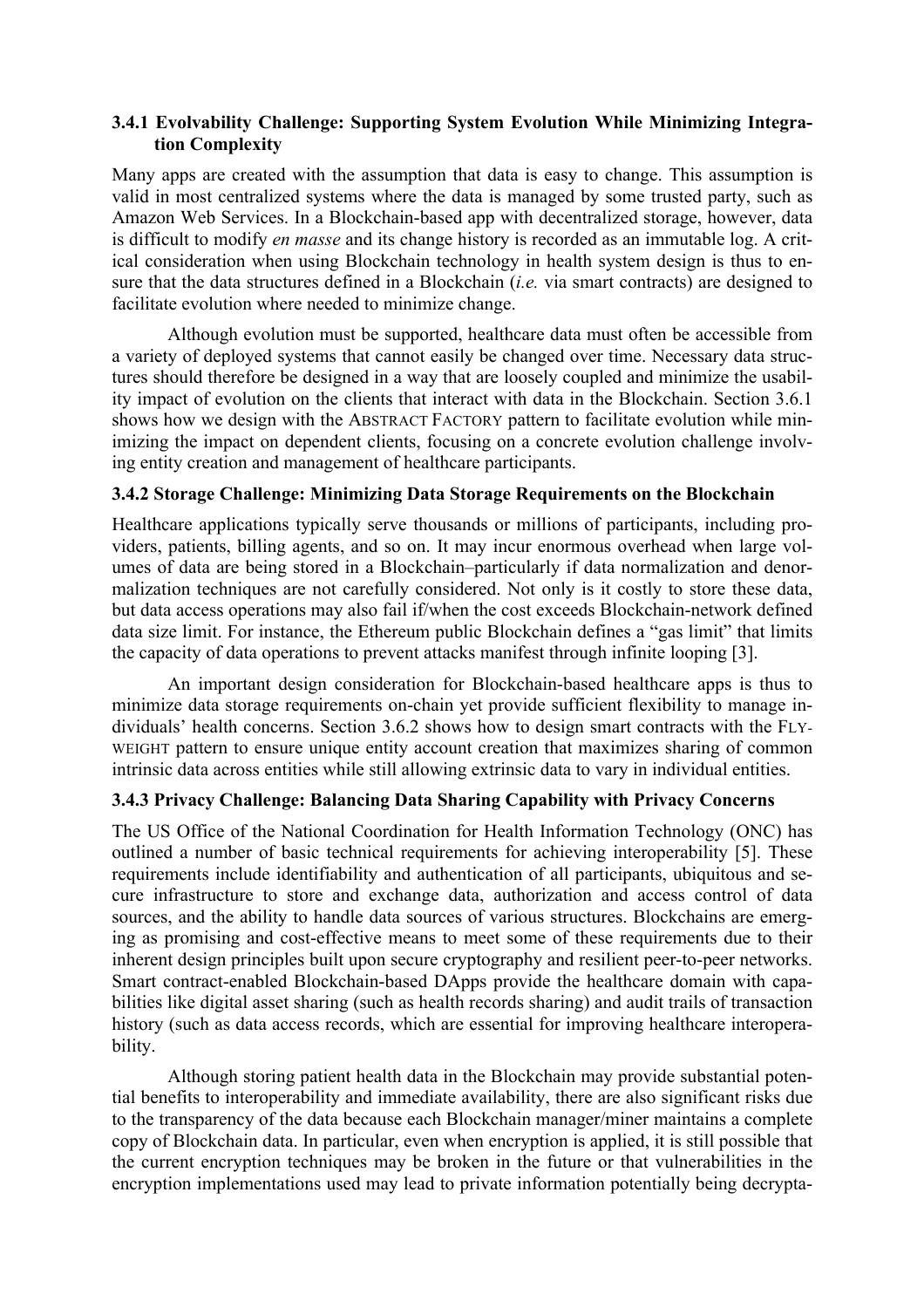### 3.4.1 Evolvability Challenge: Supporting System Evolution While Minimizing Integration Complexity

Many apps are created with the assumption that data is easy to change. This assumption is valid in most centralized systems where the data is managed by some trusted party, such as Amazon Web Services. In a Blockchain-based app with decentralized storage, however, data is difficult to modify *en masse* and its change history is recorded as an immutable log. A critical consideration when using Blockchain technology in health system design is thus to ensure that the data structures defined in a Blockchain (*i.e.* via smart contracts) are designed to facilitate evolution where needed to minimize change.

Although evolution must be supported, healthcare data must often be accessible from a variety of deployed systems that cannot easily be changed over time. Necessary data structures should therefore be designed in a way that are loosely coupled and minimize the usability impact of evolution on the clients that interact with data in the Blockchain. Section 3.6.1 shows how we design with the ABSTRACT FACTORY pattern to facilitate evolution while minimizing the impact on dependent clients, focusing on a concrete evolution challenge involving entity creation and management of healthcare participants.

### 3.4.2 Storage Challenge: Minimizing Data Storage Requirements on the Blockchain

Healthcare applications typically serve thousands or millions of participants, including providers, patients, billing agents, and so on. It may incur enormous overhead when large volumes of data are being stored in a Blockchain–particularly if data normalization and denormalization techniques are not carefully considered. Not only is it costly to store these data, but data access operations may also fail if/when the cost exceeds Blockchain-network defined data size limit. For instance, the Ethereum public Blockchain defines a "gas limit" that limits the capacity of data operations to prevent attacks manifest through infinite looping [3].

An important design consideration for Blockchain-based healthcare apps is thus to minimize data storage requirements on-chain yet provide sufficient flexibility to manage individuals' health concerns. Section 3.6.2 shows how to design smart contracts with the FLYWEIGHT pattern to ensure unique entity account creation that maximizes sharing of common intrinsic data across entities while still allowing extrinsic data to vary in individual entities.

### 3.4.3 Privacy Challenge: Balancing Data Sharing Capability with Privacy Concerns

The US Office of the National Coordination for Health Information Technology (ONC) has outlined a number of basic technical requirements for achieving interoperability [5]. These requirements include identifiability and authentication of all participants, ubiquitous and secure infrastructure to store and exchange data, authorization and access control of data sources, and the ability to handle data sources of various structures. Blockchains are emerging as promising and cost-effective means to meet some of these requirements due to their inherent design principles built upon secure cryptography and resilient peer-to-peer networks. Smart contract-enabled Blockchain-based DApps provide the healthcare domain with capabilities like digital asset sharing (such as health records sharing) and audit trails of transaction history (such as data access records, which are essential for improving healthcare interoperability.

Although storing patient health data in the Blockchain may provide substantial potential benefits to interoperability and immediate availability, there are also significant risks due to the transparency of the data because each Blockchain manager/miner maintains a complete copy of Blockchain data. In particular, even when encryption is applied, it is still possible that the current encryption techniques may be broken in the future or that vulnerabilities in the encryption implementations used may lead to private information potentially being decrypta-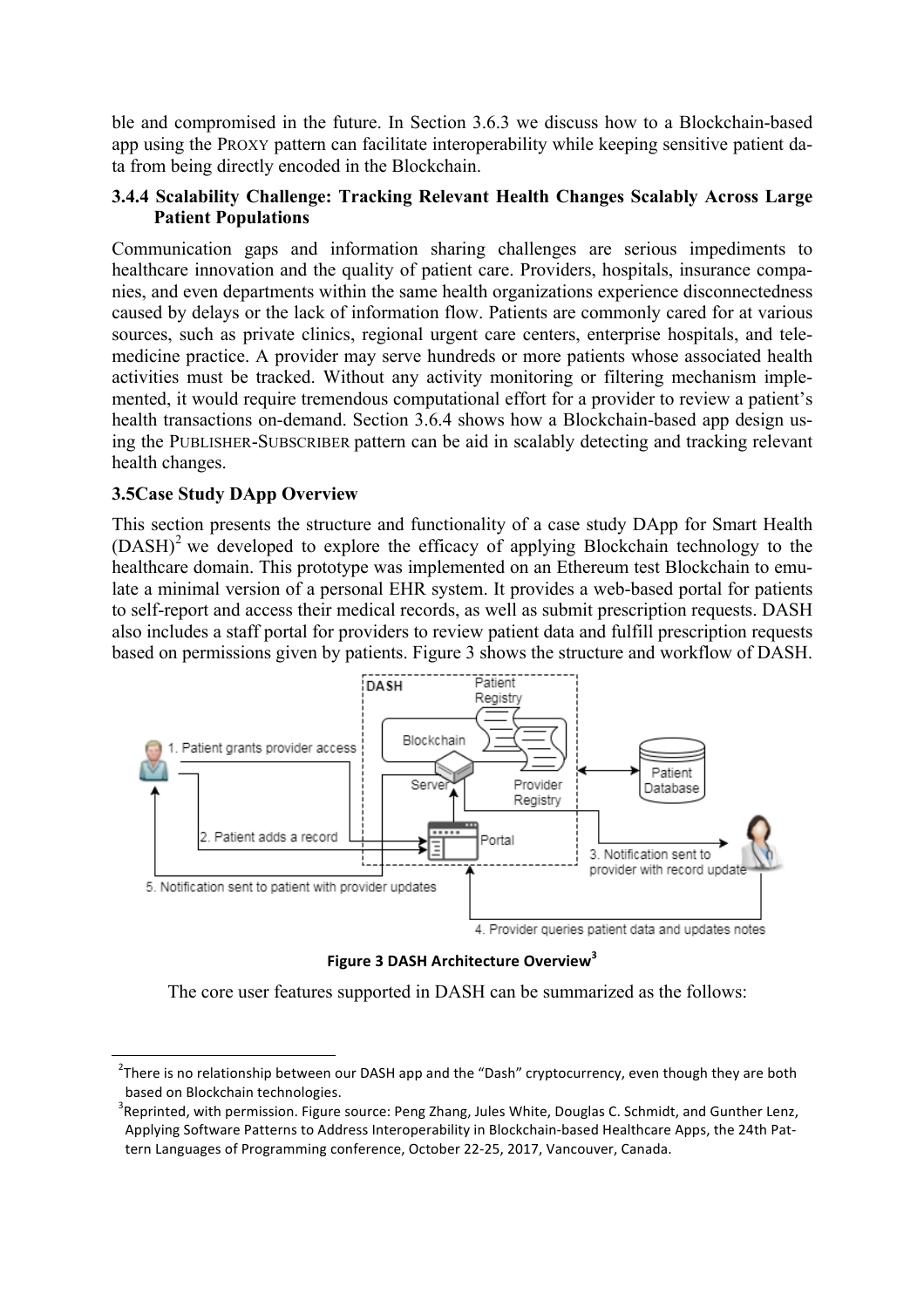ble and compromised in the future. In Section 3.6.3 we discuss how to a Blockchain-based app using the PROXY pattern can facilitate interoperability while keeping sensitive patient data from being directly encoded in the Blockchain.

### 3.4.4 Scalability Challenge: Tracking Relevant Health Changes Scalably Across Large Patient Populations

Communication gaps and information sharing challenges are serious impediments to healthcare innovation and the quality of patient care. Providers, hospitals, insurance companies, and even departments within the same health organizations experience disconnectedness caused by delays or the lack of information flow. Patients are commonly cared for at various sources, such as private clinics, regional urgent care centers, enterprise hospitals, and telemedicine practice. A provider may serve hundreds or more patients whose associated health activities must be tracked. Without any activity monitoring or filtering mechanism implemented, it would require tremendous computational effort for a provider to review a patient's health transactions on-demand. Section 3.6.4 shows how a Blockchain-based app design using the PUBLISHER-SUBSCRIBER pattern can be aid in scalably detecting and tracking relevant health changes.

### 3.5Case Study DApp Overview

This section presents the structure and functionality of a case study DApp for Smart Health (DASH)[2] we developed to explore the efficacy of applying Blockchain technology to the healthcare domain. This prototype was implemented on an Ethereum test Blockchain to emulate a minimal version of a personal EHR system. It provides a web-based portal for patients to self-report and access their medical records, as well as submit prescription requests. DASH also includes a staff portal for providers to review patient data and fulfill prescription requests based on permissions given by patients. Figure 3 shows the structure and workflow of DASH.

Figure 3 DASH Architecture Overview[3]

The core user features supported in DASH can be summarized as the follows:

[2] There is no relationship between our DASH app and the "Dash" cryptocurrency, even though they are both based on Blockchain technologies.

[3] Reprinted, with permission. Figure source: Peng Zhang, Jules White, Douglas C. Schmidt, and Gunther Lenz, Applying Software Patterns to Address Interoperability in Blockchain-based Healthcare Apps, the 24th Pattern Languages of Programming conference, October 22-25, 2017, Vancouver, Canada.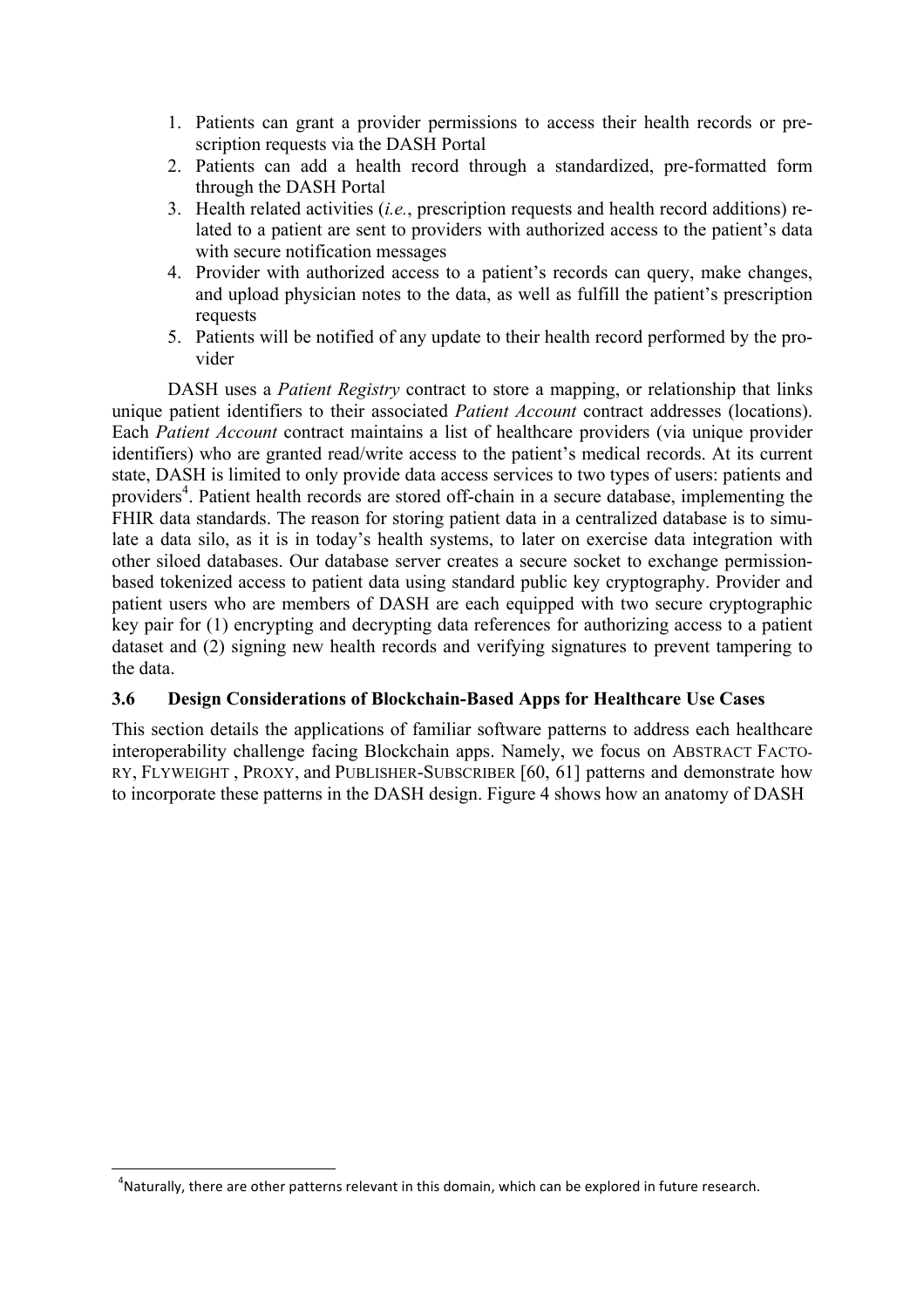1. Patients can grant a provider permissions to access their health records or prescription requests via the DASH Portal
2. Patients can add a health record through a standardized, pre-formatted form through the DASH Portal
3. Health related activities (*i.e.*, prescription requests and health record additions) related to a patient are sent to providers with authorized access to the patient's data with secure notification messages
4. Provider with authorized access to a patient's records can query, make changes, and upload physician notes to the data, as well as fulfill the patient's prescription requests
5. Patients will be notified of any update to their health record performed by the provider

DASH uses a *Patient Registry* contract to store a mapping, or relationship that links unique patient identifiers to their associated *Patient Account* contract addresses (locations). Each *Patient Account* contract maintains a list of healthcare providers (via unique provider identifiers) who are granted read/write access to the patient's medical records. At its current state, DASH is limited to only provide data access services to two types of users: patients and providers[4]. Patient health records are stored off-chain in a secure database, implementing the FHIR data standards. The reason for storing patient data in a centralized database is to simulate a data silo, as it is in today's health systems, to later on exercise data integration with other siloed databases. Our database server creates a secure socket to exchange permission-based tokenized access to patient data using standard public key cryptography. Provider and patient users who are members of DASH are each equipped with two secure cryptographic key pair for (1) encrypting and decrypting data references for authorizing access to a patient dataset and (2) signing new health records and verifying signatures to prevent tampering to the data.

### 3.6 Design Considerations of Blockchain-Based Apps for Healthcare Use Cases

This section details the applications of familiar software patterns to address each healthcare interoperability challenge facing Blockchain apps. Namely, we focus on ABSTRACT FACTORY, FLYWEIGHT , PROXY, and PUBLISHER-SUBSCRIBER [60, 61] patterns and demonstrate how to incorporate these patterns in the DASH design. Figure 4 shows how an anatomy of DASH

---

[4] Naturally, there are other patterns relevant in this domain, which can be explored in future research.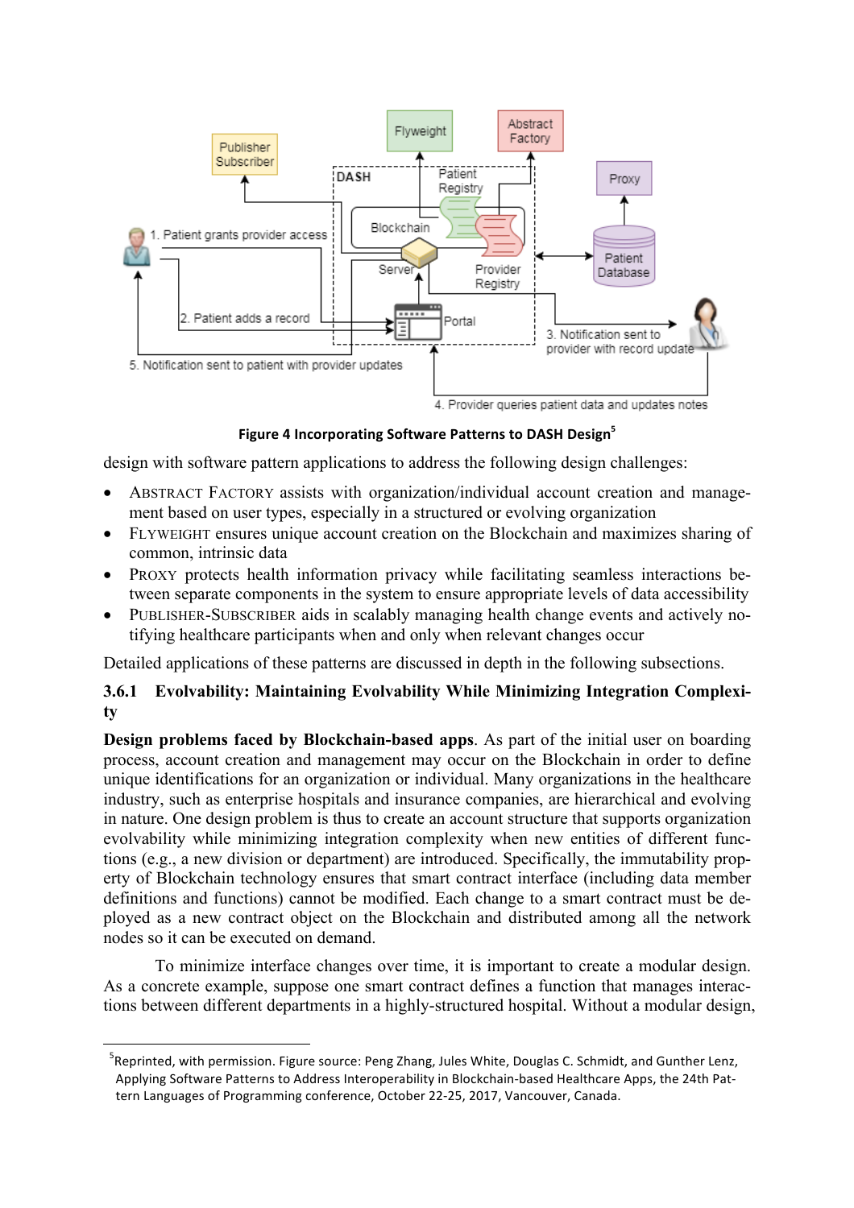Publisher Subscriber

Flyweight

Abstract Factory

DASH

Patient Registry

Blockchain

Proxy

1. Patient grants provider access

Server

Provider Registry

Patient Database

2. Patient adds a record

Portal

3. Notification sent to provider with record update

5. Notification sent to patient with provider updates

4. Provider queries patient data and updates notes

**Figure 4 Incorporating Software Patterns to DASH Design**[5]

design with software pattern applications to address the following design challenges:

- ABSTRACT FACTORY assists with organization/individual account creation and management based on user types, especially in a structured or evolving organization
- FLYWEIGHT ensures unique account creation on the Blockchain and maximizes sharing of common, intrinsic data
- PROXY protects health information privacy while facilitating seamless interactions between separate components in the system to ensure appropriate levels of data accessibility
- PUBLISHER-SUBSCRIBER aids in scalably managing health change events and actively notifying healthcare participants when and only when relevant changes occur

Detailed applications of these patterns are discussed in depth in the following subsections.

#### 3.6.1 Evolvability: Maintaining Evolvability While Minimizing Integration Complexity

**Design problems faced by Blockchain-based apps**. As part of the initial user on boarding process, account creation and management may occur on the Blockchain in order to define unique identifications for an organization or individual. Many organizations in the healthcare industry, such as enterprise hospitals and insurance companies, are hierarchical and evolving in nature. One design problem is thus to create an account structure that supports organization evolvability while minimizing integration complexity when new entities of different functions (e.g., a new division or department) are introduced. Specifically, the immutability property of Blockchain technology ensures that smart contract interface (including data member definitions and functions) cannot be modified. Each change to a smart contract must be deployed as a new contract object on the Blockchain and distributed among all the network nodes so it can be executed on demand.

To minimize interface changes over time, it is important to create a modular design. As a concrete example, suppose one smart contract defines a function that manages interactions between different departments in a highly-structured hospital. Without a modular design,

[5]Reprinted, with permission. Figure source: Peng Zhang, Jules White, Douglas C. Schmidt, and Gunther Lenz, Applying Software Patterns to Address Interoperability in Blockchain-based Healthcare Apps, the 24th Pattern Languages of Programming conference, October 22-25, 2017, Vancouver, Canada.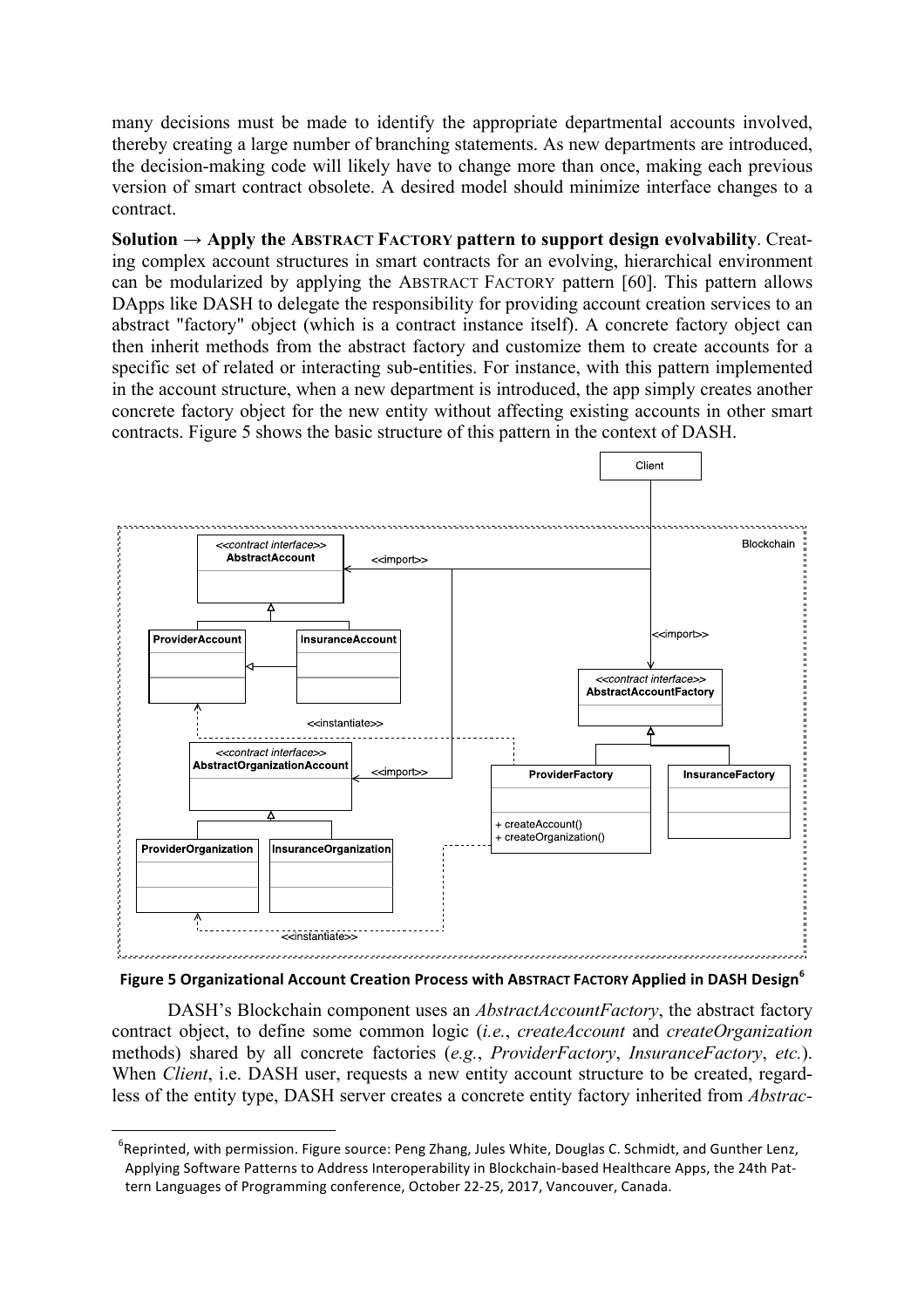many decisions must be made to identify the appropriate departmental accounts involved, thereby creating a large number of branching statements. As new departments are introduced, the decision-making code will likely have to change more than once, making each previous version of smart contract obsolete. A desired model should minimize interface changes to a contract.

**Solution → Apply the ABSTRACT FACTORY pattern to support design evolvability**. Creating complex account structures in smart contracts for an evolving, hierarchical environment can be modularized by applying the ABSTRACT FACTORY pattern [60]. This pattern allows DApps like DASH to delegate the responsibility for providing account creation services to an abstract "factory" object (which is a contract instance itself). A concrete factory object can then inherit methods from the abstract factory and customize them to create accounts for a specific set of related or interacting sub-entities. For instance, with this pattern implemented in the account structure, when a new department is introduced, the app simply creates another concrete factory object for the new entity without affecting existing accounts in other smart contracts. Figure 5 shows the basic structure of this pattern in the context of DASH.

**Figure 5 Organizational Account Creation Process with ABSTRACT FACTORY Applied in DASH Design**[6]

DASH's Blockchain component uses an *AbstractAccountFactory*, the abstract factory contract object, to define some common logic (*i.e.*, *createAccount* and *createOrganization* methods) shared by all concrete factories (*e.g.*, *ProviderFactory*, *InsuranceFactory*, *etc.*). When *Client*, i.e. DASH user, requests a new entity account structure to be created, regardless of the entity type, DASH server creates a concrete entity factory inherited from *Abstrac-*

[6] Reprinted, with permission. Figure source: Peng Zhang, Jules White, Douglas C. Schmidt, and Gunther Lenz, Applying Software Patterns to Address Interoperability in Blockchain-based Healthcare Apps, the 24th Pattern Languages of Programming conference, October 22-25, 2017, Vancouver, Canada.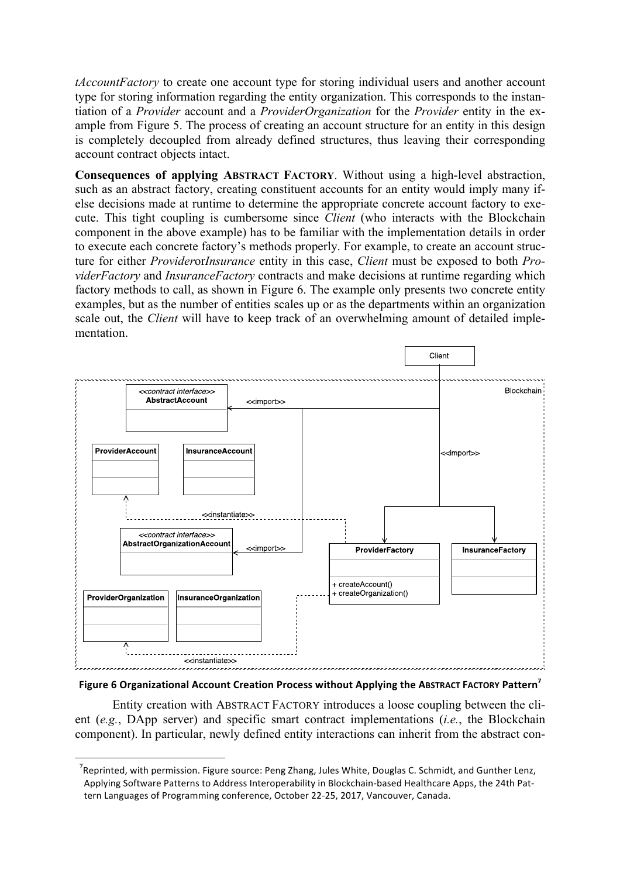*tAccountFactory* to create one account type for storing individual users and another account type for storing information regarding the entity organization. This corresponds to the instantiation of a *Provider* account and a *ProviderOrganization* for the *Provider* entity in the example from Figure 5. The process of creating an account structure for an entity in this design is completely decoupled from already defined structures, thus leaving their corresponding account contract objects intact.

**Consequences of applying ABSTRACT FACTORY**. Without using a high-level abstraction, such as an abstract factory, creating constituent accounts for an entity would imply many if-else decisions made at runtime to determine the appropriate concrete account factory to execute. This tight coupling is cumbersome since *Client* (who interacts with the Blockchain component in the above example) has to be familiar with the implementation details in order to execute each concrete factory's methods properly. For example, to create an account structure for either *Provider*or*Insurance* entity in this case, *Client* must be exposed to both *ProviderFactory* and *InsuranceFactory* contracts and make decisions at runtime regarding which factory methods to call, as shown in Figure 6. The example only presents two concrete entity examples, but as the number of entities scales up or as the departments within an organization scale out, the *Client* will have to keep track of an overwhelming amount of detailed implementation.

**Figure 6 Organizational Account Creation Process without Applying the ABSTRACT FACTORY Pattern**[7]

Entity creation with ABSTRACT FACTORY introduces a loose coupling between the client (*e.g.*, DApp server) and specific smart contract implementations (*i.e.*, the Blockchain component). In particular, newly defined entity interactions can inherit from the abstract con-

[7]Reprinted, with permission. Figure source: Peng Zhang, Jules White, Douglas C. Schmidt, and Gunther Lenz, Applying Software Patterns to Address Interoperability in Blockchain-based Healthcare Apps, the 24th Pattern Languages of Programming conference, October 22-25, 2017, Vancouver, Canada.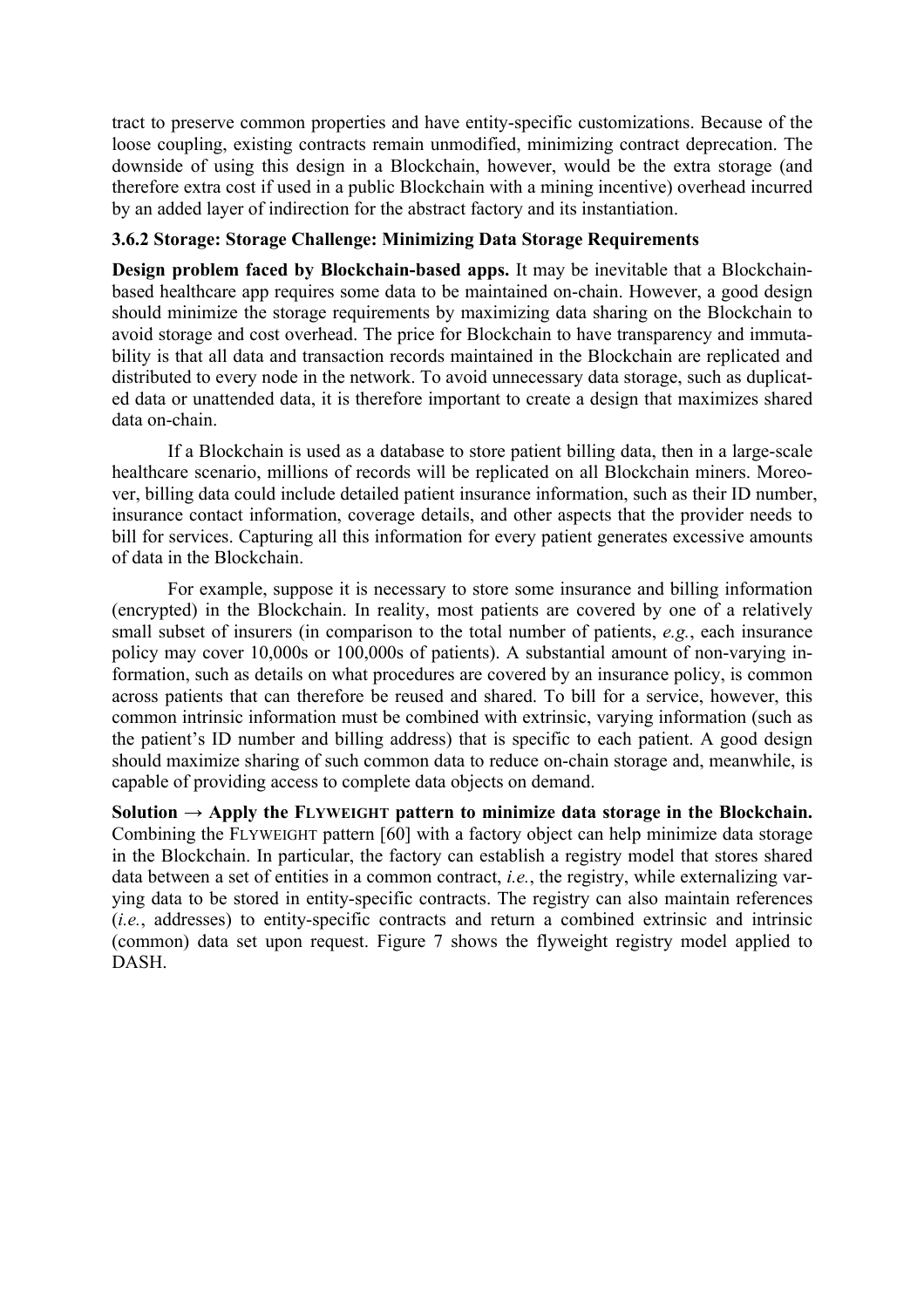tract to preserve common properties and have entity-specific customizations. Because of the loose coupling, existing contracts remain unmodified, minimizing contract deprecation. The downside of using this design in a Blockchain, however, would be the extra storage (and therefore extra cost if used in a public Blockchain with a mining incentive) overhead incurred by an added layer of indirection for the abstract factory and its instantiation.

### 3.6.2 Storage: Storage Challenge: Minimizing Data Storage Requirements

**Design problem faced by Blockchain-based apps.** It may be inevitable that a Blockchain-based healthcare app requires some data to be maintained on-chain. However, a good design should minimize the storage requirements by maximizing data sharing on the Blockchain to avoid storage and cost overhead. The price for Blockchain to have transparency and immutability is that all data and transaction records maintained in the Blockchain are replicated and distributed to every node in the network. To avoid unnecessary data storage, such as duplicated data or unattended data, it is therefore important to create a design that maximizes shared data on-chain.

If a Blockchain is used as a database to store patient billing data, then in a large-scale healthcare scenario, millions of records will be replicated on all Blockchain miners. Moreover, billing data could include detailed patient insurance information, such as their ID number, insurance contact information, coverage details, and other aspects that the provider needs to bill for services. Capturing all this information for every patient generates excessive amounts of data in the Blockchain.

For example, suppose it is necessary to store some insurance and billing information (encrypted) in the Blockchain. In reality, most patients are covered by one of a relatively small subset of insurers (in comparison to the total number of patients, *e.g.*, each insurance policy may cover 10,000s or 100,000s of patients). A substantial amount of non-varying information, such as details on what procedures are covered by an insurance policy, is common across patients that can therefore be reused and shared. To bill for a service, however, this common intrinsic information must be combined with extrinsic, varying information (such as the patient's ID number and billing address) that is specific to each patient. A good design should maximize sharing of such common data to reduce on-chain storage and, meanwhile, is capable of providing access to complete data objects on demand.

**Solution → Apply the FLYWEIGHT pattern to minimize data storage in the Blockchain.** Combining the FLYWEIGHT pattern [60] with a factory object can help minimize data storage in the Blockchain. In particular, the factory can establish a registry model that stores shared data between a set of entities in a common contract, *i.e.*, the registry, while externalizing varying data to be stored in entity-specific contracts. The registry can also maintain references (*i.e.*, addresses) to entity-specific contracts and return a combined extrinsic and intrinsic (common) data set upon request. Figure 7 shows the flyweight registry model applied to DASH.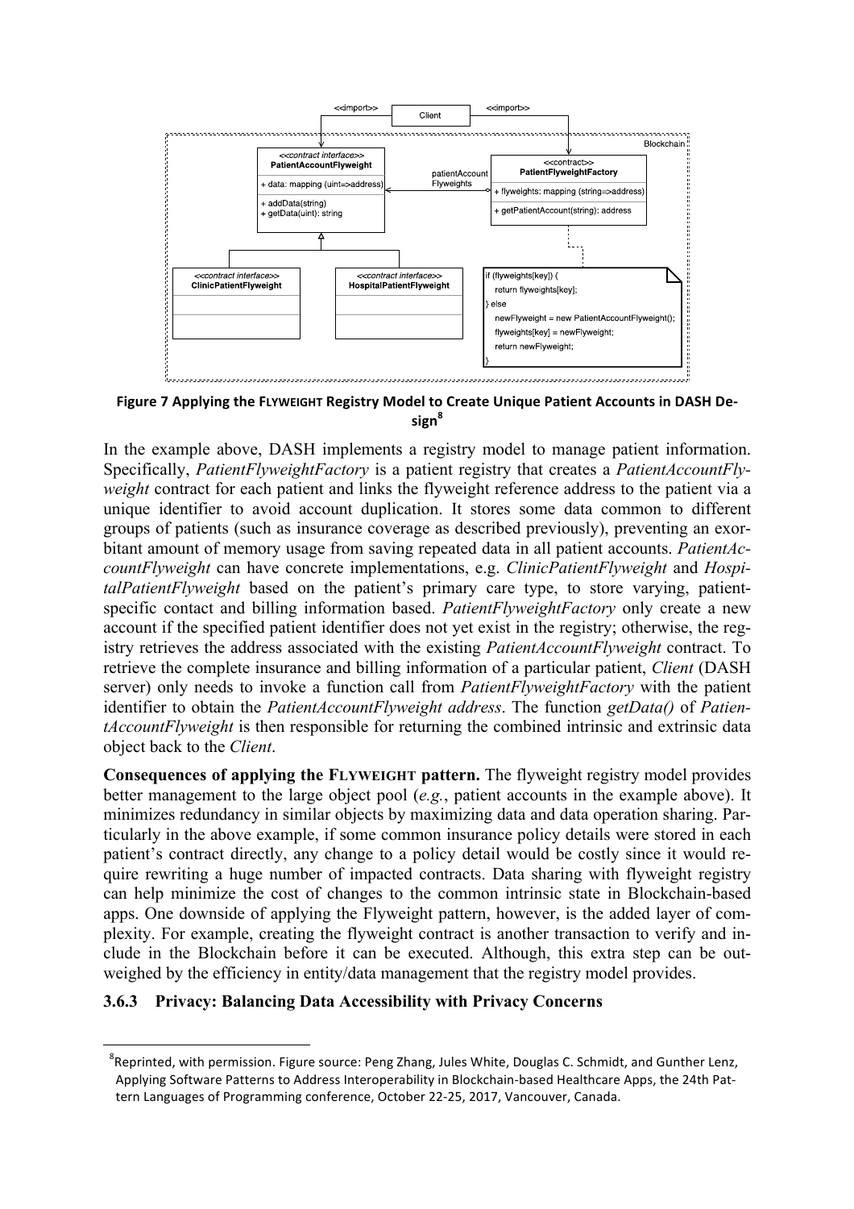**Figure 7 Applying the FLYWEIGHT Registry Model to Create Unique Patient Accounts in DASH Design[8]**

In the example above, DASH implements a registry model to manage patient information. Specifically, *PatientFlyweightFactory* is a patient registry that creates a *PatientAccountFlyweight* contract for each patient and links the flyweight reference address to the patient via a unique identifier to avoid account duplication. It stores some data common to different groups of patients (such as insurance coverage as described previously), preventing an exorbitant amount of memory usage from saving repeated data in all patient accounts. *PatientAccountFlyweight* can have concrete implementations, e.g. *ClinicPatientFlyweight* and *HospitalPatientFlyweight* based on the patient's primary care type, to store varying, patient-specific contact and billing information based. *PatientFlyweightFactory* only create a new account if the specified patient identifier does not yet exist in the registry; otherwise, the registry retrieves the address associated with the existing *PatientAccountFlyweight* contract. To retrieve the complete insurance and billing information of a particular patient, *Client* (DASH server) only needs to invoke a function call from *PatientFlyweightFactory* with the patient identifier to obtain the *PatientAccountFlyweight address*. The function *getData()* of *PatientAccountFlyweight* is then responsible for returning the combined intrinsic and extrinsic data object back to the *Client*.

**Consequences of applying the FLYWEIGHT pattern.** The flyweight registry model provides better management to the large object pool (*e.g.*, patient accounts in the example above). It minimizes redundancy in similar objects by maximizing data and data operation sharing. Particularly in the above example, if some common insurance policy details were stored in each patient's contract directly, any change to a policy detail would be costly since it would require rewriting a huge number of impacted contracts. Data sharing with flyweight registry can help minimize the cost of changes to the common intrinsic state in Blockchain-based apps. One downside of applying the Flyweight pattern, however, is the added layer of complexity. For example, creating the flyweight contract is another transaction to verify and include in the Blockchain before it can be executed. Although, this extra step can be outweighed by the efficiency in entity/data management that the registry model provides.

### 3.6.3 Privacy: Balancing Data Accessibility with Privacy Concerns

[8] Reprinted, with permission. Figure source: Peng Zhang, Jules White, Douglas C. Schmidt, and Gunther Lenz, Applying Software Patterns to Address Interoperability in Blockchain-based Healthcare Apps, the 24th Pattern Languages of Programming conference, October 22-25, 2017, Vancouver, Canada.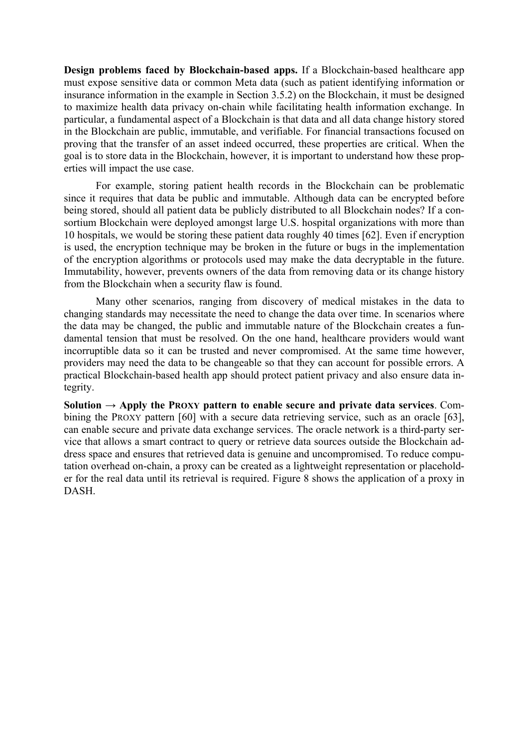**Design problems faced by Blockchain-based apps.** If a Blockchain-based healthcare app must expose sensitive data or common Meta data (such as patient identifying information or insurance information in the example in Section 3.5.2) on the Blockchain, it must be designed to maximize health data privacy on-chain while facilitating health information exchange. In particular, a fundamental aspect of a Blockchain is that data and all data change history stored in the Blockchain are public, immutable, and verifiable. For financial transactions focused on proving that the transfer of an asset indeed occurred, these properties are critical. When the goal is to store data in the Blockchain, however, it is important to understand how these properties will impact the use case.

For example, storing patient health records in the Blockchain can be problematic since it requires that data be public and immutable. Although data can be encrypted before being stored, should all patient data be publicly distributed to all Blockchain nodes? If a consortium Blockchain were deployed amongst large U.S. hospital organizations with more than 10 hospitals, we would be storing these patient data roughly 40 times [62]. Even if encryption is used, the encryption technique may be broken in the future or bugs in the implementation of the encryption algorithms or protocols used may make the data decryptable in the future. Immutability, however, prevents owners of the data from removing data or its change history from the Blockchain when a security flaw is found.

Many other scenarios, ranging from discovery of medical mistakes in the data to changing standards may necessitate the need to change the data over time. In scenarios where the data may be changed, the public and immutable nature of the Blockchain creates a fundamental tension that must be resolved. On the one hand, healthcare providers would want incorruptible data so it can be trusted and never compromised. At the same time however, providers may need the data to be changeable so that they can account for possible errors. A practical Blockchain-based health app should protect patient privacy and also ensure data integrity.

**Solution → Apply the PROXY pattern to enable secure and private data services**. Combining the PROXY pattern [60] with a secure data retrieving service, such as an oracle [63], can enable secure and private data exchange services. The oracle network is a third-party service that allows a smart contract to query or retrieve data sources outside the Blockchain address space and ensures that retrieved data is genuine and uncompromised. To reduce computation overhead on-chain, a proxy can be created as a lightweight representation or placeholder for the real data until its retrieval is required. Figure 8 shows the application of a proxy in DASH.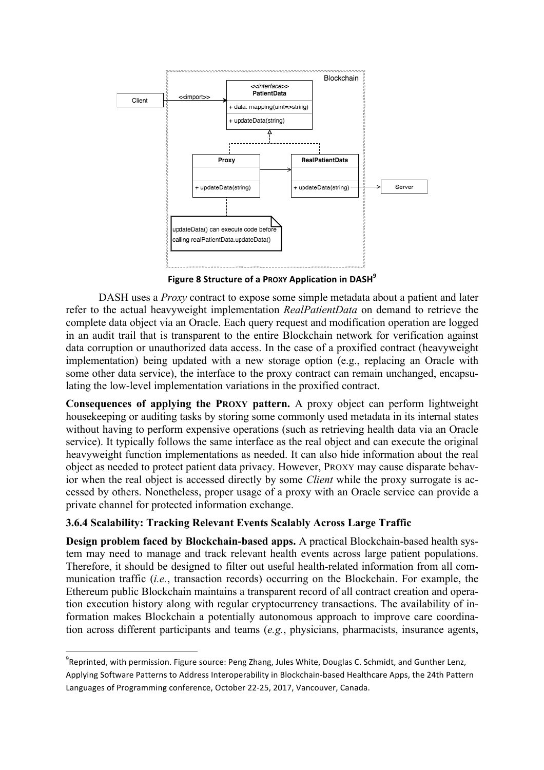Blockchain

Client

<<import>>

<<interface>>
PatientData

+ data: mapping(uint=>string)

+ updateData(string)

Proxy

+ updateData(string)

RealPatientData

+ updateData(string)

Server

updateData() can execute code before calling realPatientData.updateData()

**Figure 8 Structure of a PROXY Application in DASH**[9]

DASH uses a *Proxy* contract to expose some simple metadata about a patient and later refer to the actual heavyweight implementation *RealPatientData* on demand to retrieve the complete data object via an Oracle. Each query request and modification operation are logged in an audit trail that is transparent to the entire Blockchain network for verification against data corruption or unauthorized data access. In the case of a proxified contract (heavyweight implementation) being updated with a new storage option (e.g., replacing an Oracle with some other data service), the interface to the proxy contract can remain unchanged, encapsulating the low-level implementation variations in the proxified contract.

**Consequences of applying the PROXY pattern.** A proxy object can perform lightweight housekeeping or auditing tasks by storing some commonly used metadata in its internal states without having to perform expensive operations (such as retrieving health data via an Oracle service). It typically follows the same interface as the real object and can execute the original heavyweight function implementations as needed. It can also hide information about the real object as needed to protect patient data privacy. However, PROXY may cause disparate behavior when the real object is accessed directly by some *Client* while the proxy surrogate is accessed by others. Nonetheless, proper usage of a proxy with an Oracle service can provide a private channel for protected information exchange.

### 3.6.4 Scalability: Tracking Relevant Events Scalably Across Large Traffic

**Design problem faced by Blockchain-based apps.** A practical Blockchain-based health system may need to manage and track relevant health events across large patient populations. Therefore, it should be designed to filter out useful health-related information from all communication traffic (*i.e.*, transaction records) occurring on the Blockchain. For example, the Ethereum public Blockchain maintains a transparent record of all contract creation and operation execution history along with regular cryptocurrency transactions. The availability of information makes Blockchain a potentially autonomous approach to improve care coordination across different participants and teams (*e.g.*, physicians, pharmacists, insurance agents,

[9]Reprinted, with permission. Figure source: Peng Zhang, Jules White, Douglas C. Schmidt, and Gunther Lenz, Applying Software Patterns to Address Interoperability in Blockchain-based Healthcare Apps, the 24th Pattern Languages of Programming conference, October 22-25, 2017, Vancouver, Canada.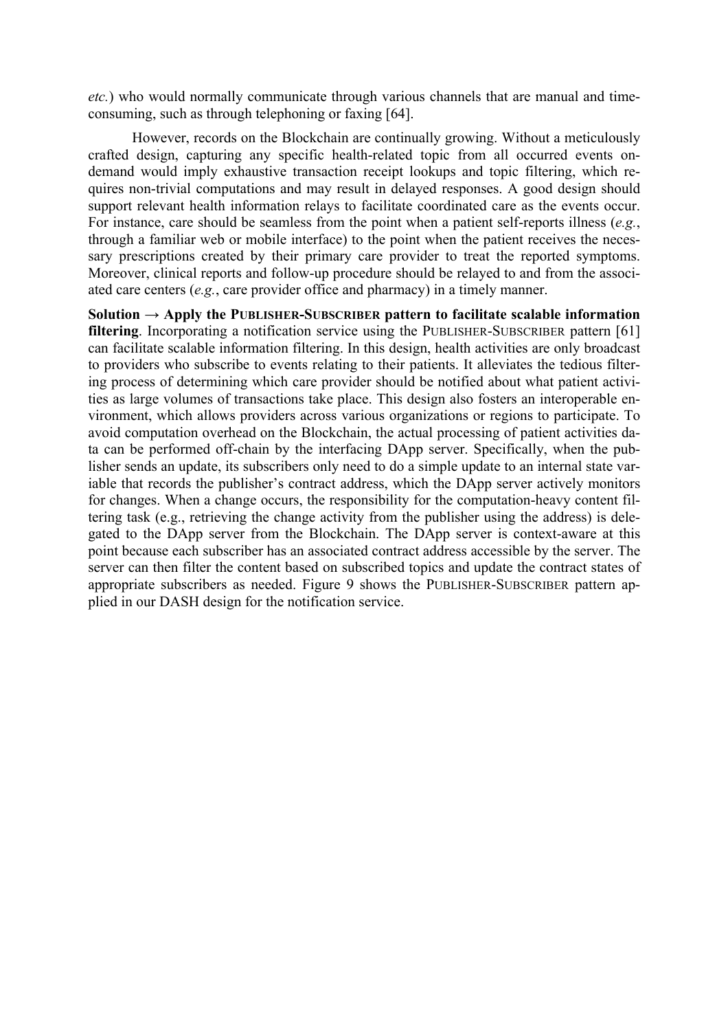*etc.*) who would normally communicate through various channels that are manual and time-consuming, such as through telephoning or faxing [64].

However, records on the Blockchain are continually growing. Without a meticulously crafted design, capturing any specific health-related topic from all occurred events on-demand would imply exhaustive transaction receipt lookups and topic filtering, which requires non-trivial computations and may result in delayed responses. A good design should support relevant health information relays to facilitate coordinated care as the events occur. For instance, care should be seamless from the point when a patient self-reports illness (*e.g.*, through a familiar web or mobile interface) to the point when the patient receives the necessary prescriptions created by their primary care provider to treat the reported symptoms. Moreover, clinical reports and follow-up procedure should be relayed to and from the associated care centers (*e.g.*, care provider office and pharmacy) in a timely manner.

**Solution → Apply the PUBLISHER-SUBSCRIBER pattern to facilitate scalable information filtering**. Incorporating a notification service using the PUBLISHER-SUBSCRIBER pattern [61] can facilitate scalable information filtering. In this design, health activities are only broadcast to providers who subscribe to events relating to their patients. It alleviates the tedious filtering process of determining which care provider should be notified about what patient activities as large volumes of transactions take place. This design also fosters an interoperable environment, which allows providers across various organizations or regions to participate. To avoid computation overhead on the Blockchain, the actual processing of patient activities data can be performed off-chain by the interfacing DApp server. Specifically, when the publisher sends an update, its subscribers only need to do a simple update to an internal state variable that records the publisher's contract address, which the DApp server actively monitors for changes. When a change occurs, the responsibility for the computation-heavy content filtering task (e.g., retrieving the change activity from the publisher using the address) is delegated to the DApp server from the Blockchain. The DApp server is context-aware at this point because each subscriber has an associated contract address accessible by the server. The server can then filter the content based on subscribed topics and update the contract states of appropriate subscribers as needed. Figure 9 shows the PUBLISHER-SUBSCRIBER pattern applied in our DASH design for the notification service.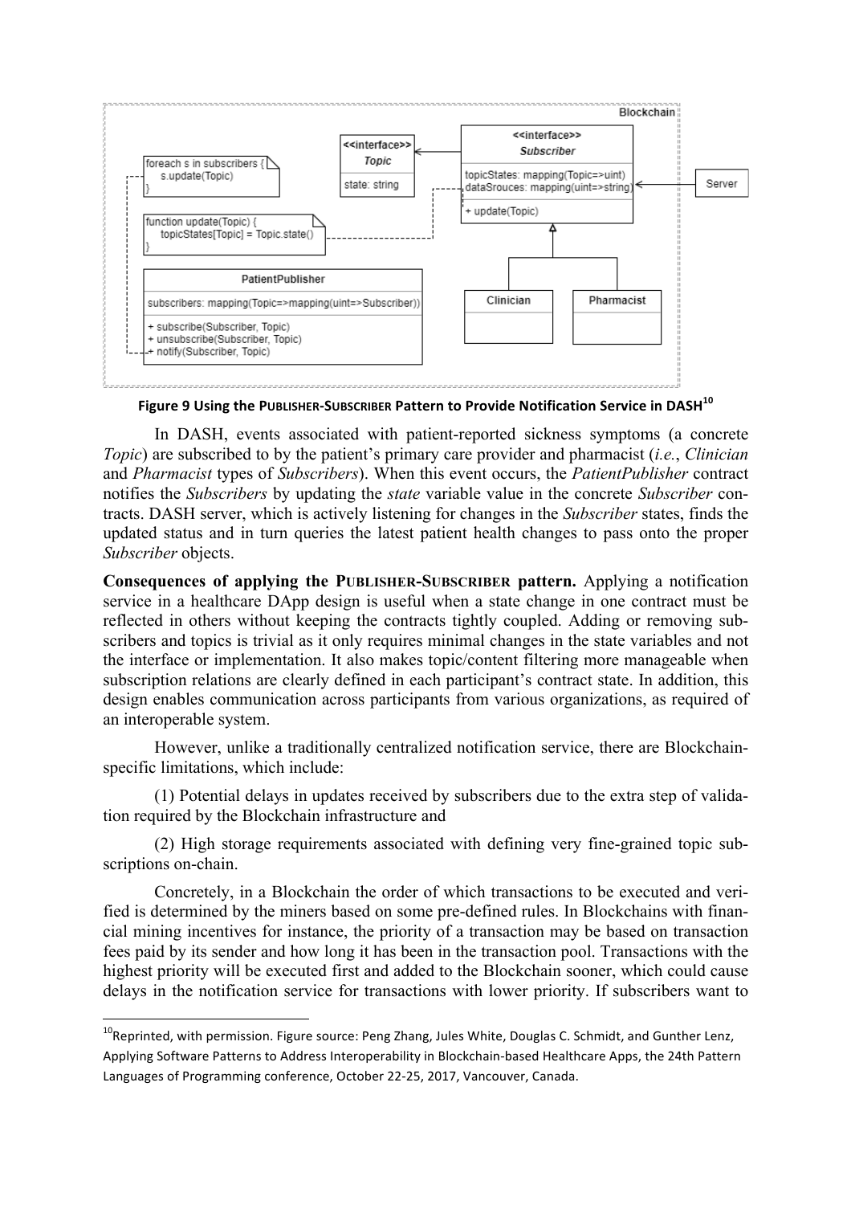Figure 9 Using the PUBLISHER-SUBSCRIBER Pattern to Provide Notification Service in DASH[10]

In DASH, events associated with patient-reported sickness symptoms (a concrete *Topic*) are subscribed to by the patient's primary care provider and pharmacist (*i.e.*, *Clinician* and *Pharmacist* types of *Subscribers*). When this event occurs, the *PatientPublisher* contract notifies the *Subscribers* by updating the *state* variable value in the concrete *Subscriber* contracts. DASH server, which is actively listening for changes in the *Subscriber* states, finds the updated status and in turn queries the latest patient health changes to pass onto the proper *Subscriber* objects.

**Consequences of applying the PUBLISHER-SUBSCRIBER pattern.** Applying a notification service in a healthcare DApp design is useful when a state change in one contract must be reflected in others without keeping the contracts tightly coupled. Adding or removing subscribers and topics is trivial as it only requires minimal changes in the state variables and not the interface or implementation. It also makes topic/content filtering more manageable when subscription relations are clearly defined in each participant's contract state. In addition, this design enables communication across participants from various organizations, as required of an interoperable system.

However, unlike a traditionally centralized notification service, there are Blockchain-specific limitations, which include:

(1) Potential delays in updates received by subscribers due to the extra step of validation required by the Blockchain infrastructure and

(2) High storage requirements associated with defining very fine-grained topic subscriptions on-chain.

Concretely, in a Blockchain the order of which transactions to be executed and verified is determined by the miners based on some pre-defined rules. In Blockchains with financial mining incentives for instance, the priority of a transaction may be based on transaction fees paid by its sender and how long it has been in the transaction pool. Transactions with the highest priority will be executed first and added to the Blockchain sooner, which could cause delays in the notification service for transactions with lower priority. If subscribers want to

[10] Reprinted, with permission. Figure source: Peng Zhang, Jules White, Douglas C. Schmidt, and Gunther Lenz, Applying Software Patterns to Address Interoperability in Blockchain-based Healthcare Apps, the 24th Pattern Languages of Programming conference, October 22-25, 2017, Vancouver, Canada.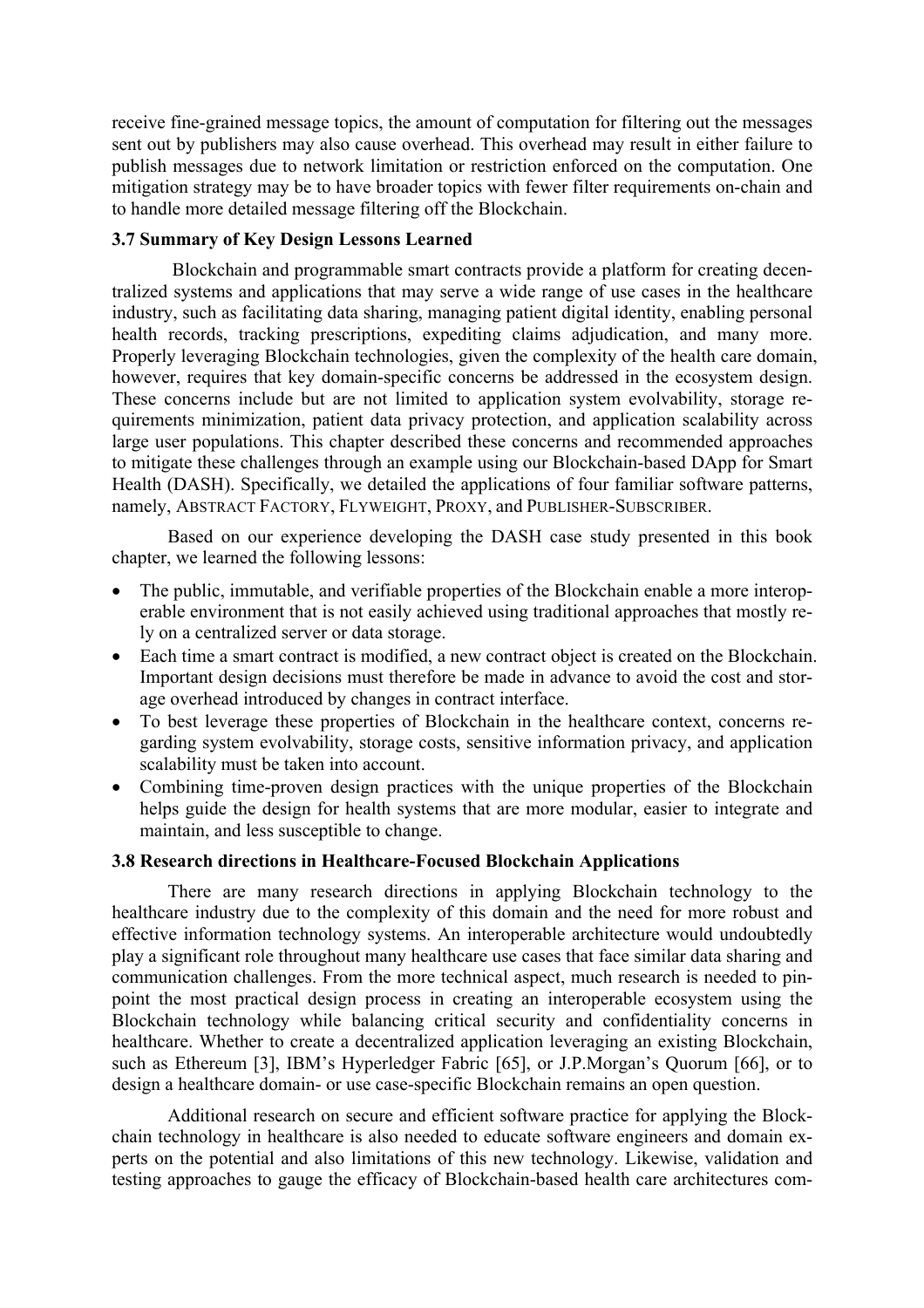receive fine-grained message topics, the amount of computation for filtering out the messages sent out by publishers may also cause overhead. This overhead may result in either failure to publish messages due to network limitation or restriction enforced on the computation. One mitigation strategy may be to have broader topics with fewer filter requirements on-chain and to handle more detailed message filtering off the Blockchain.

### 3.7 Summary of Key Design Lessons Learned

Blockchain and programmable smart contracts provide a platform for creating decentralized systems and applications that may serve a wide range of use cases in the healthcare industry, such as facilitating data sharing, managing patient digital identity, enabling personal health records, tracking prescriptions, expediting claims adjudication, and many more. Properly leveraging Blockchain technologies, given the complexity of the health care domain, however, requires that key domain-specific concerns be addressed in the ecosystem design. These concerns include but are not limited to application system evolvability, storage requirements minimization, patient data privacy protection, and application scalability across large user populations. This chapter described these concerns and recommended approaches to mitigate these challenges through an example using our Blockchain-based DApp for Smart Health (DASH). Specifically, we detailed the applications of four familiar software patterns, namely, ABSTRACT FACTORY, FLYWEIGHT, PROXY, and PUBLISHER-SUBSCRIBER.

Based on our experience developing the DASH case study presented in this book chapter, we learned the following lessons:

- The public, immutable, and verifiable properties of the Blockchain enable a more interoperable environment that is not easily achieved using traditional approaches that mostly rely on a centralized server or data storage.
- Each time a smart contract is modified, a new contract object is created on the Blockchain. Important design decisions must therefore be made in advance to avoid the cost and storage overhead introduced by changes in contract interface.
- To best leverage these properties of Blockchain in the healthcare context, concerns regarding system evolvability, storage costs, sensitive information privacy, and application scalability must be taken into account.
- Combining time-proven design practices with the unique properties of the Blockchain helps guide the design for health systems that are more modular, easier to integrate and maintain, and less susceptible to change.

### 3.8 Research directions in Healthcare-Focused Blockchain Applications

There are many research directions in applying Blockchain technology to the healthcare industry due to the complexity of this domain and the need for more robust and effective information technology systems. An interoperable architecture would undoubtedly play a significant role throughout many healthcare use cases that face similar data sharing and communication challenges. From the more technical aspect, much research is needed to pinpoint the most practical design process in creating an interoperable ecosystem using the Blockchain technology while balancing critical security and confidentiality concerns in healthcare. Whether to create a decentralized application leveraging an existing Blockchain, such as Ethereum [3], IBM's Hyperledger Fabric [65], or J.P.Morgan's Quorum [66], or to design a healthcare domain- or use case-specific Blockchain remains an open question.

Additional research on secure and efficient software practice for applying the Blockchain technology in healthcare is also needed to educate software engineers and domain experts on the potential and also limitations of this new technology. Likewise, validation and testing approaches to gauge the efficacy of Blockchain-based health care architectures com-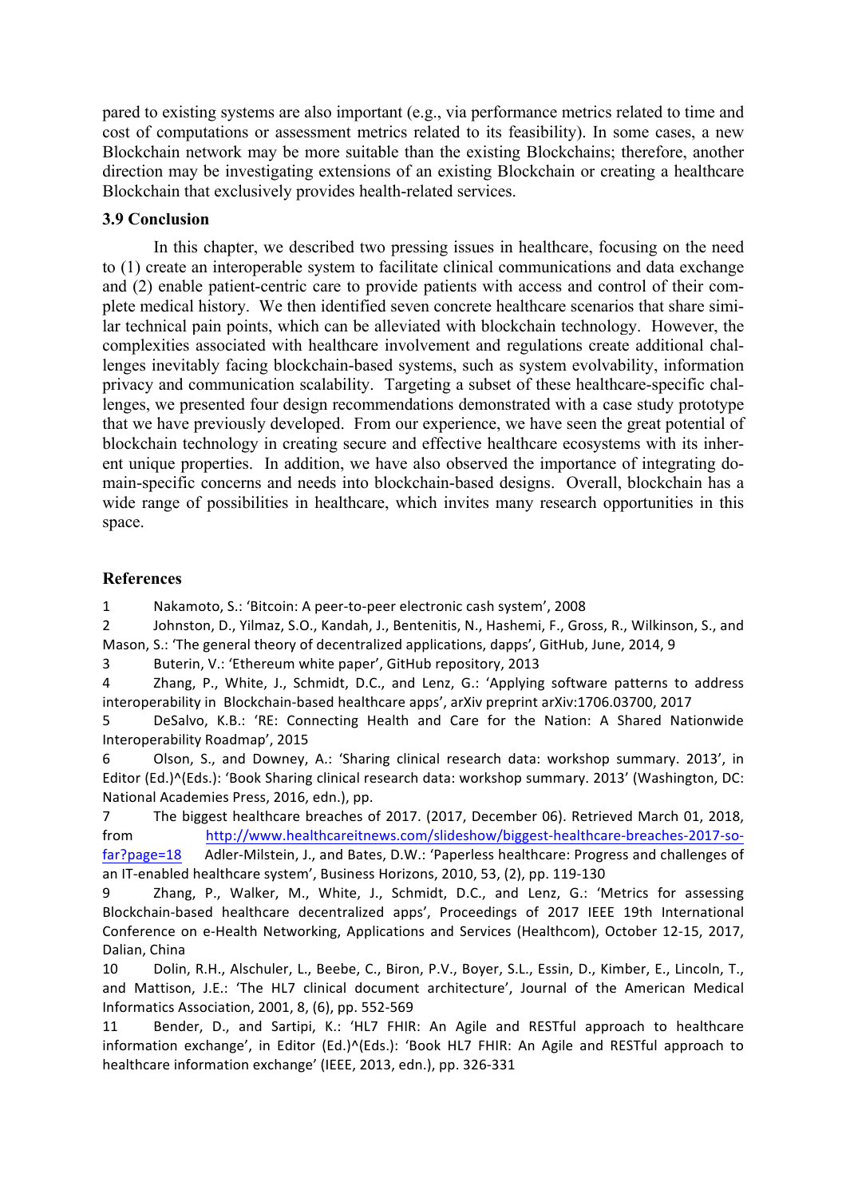pared to existing systems are also important (e.g., via performance metrics related to time and cost of computations or assessment metrics related to its feasibility). In some cases, a new Blockchain network may be more suitable than the existing Blockchains; therefore, another direction may be investigating extensions of an existing Blockchain or creating a healthcare Blockchain that exclusively provides health-related services.

### 3.9 Conclusion

In this chapter, we described two pressing issues in healthcare, focusing on the need to (1) create an interoperable system to facilitate clinical communications and data exchange and (2) enable patient-centric care to provide patients with access and control of their complete medical history. We then identified seven concrete healthcare scenarios that share similar technical pain points, which can be alleviated with blockchain technology. However, the complexities associated with healthcare involvement and regulations create additional challenges inevitably facing blockchain-based systems, such as system evolvability, information privacy and communication scalability. Targeting a subset of these healthcare-specific challenges, we presented four design recommendations demonstrated with a case study prototype that we have previously developed. From our experience, we have seen the great potential of blockchain technology in creating secure and effective healthcare ecosystems with its inherent unique properties. In addition, we have also observed the importance of integrating domain-specific concerns and needs into blockchain-based designs. Overall, blockchain has a wide range of possibilities in healthcare, which invites many research opportunities in this space.

### References

1 Nakamoto, S.: 'Bitcoin: A peer-to-peer electronic cash system', 2008

2 Johnston, D., Yilmaz, S.O., Kandah, J., Bentenitis, N., Hashemi, F., Gross, R., Wilkinson, S., and Mason, S.: 'The general theory of decentralized applications, dapps', GitHub, June, 2014, 9

3 Buterin, V.: 'Ethereum white paper', GitHub repository, 2013

4 Zhang, P., White, J., Schmidt, D.C., and Lenz, G.: 'Applying software patterns to address interoperability in Blockchain-based healthcare apps', arXiv preprint arXiv:1706.03700, 2017

5 DeSalvo, K.B.: 'RE: Connecting Health and Care for the Nation: A Shared Nationwide Interoperability Roadmap', 2015

6 Olson, S., and Downey, A.: 'Sharing clinical research data: workshop summary. 2013', in Editor (Ed.)^(Eds.): 'Book Sharing clinical research data: workshop summary. 2013' (Washington, DC: National Academies Press, 2016, edn.), pp.

7 The biggest healthcare breaches of 2017. (2017, December 06). Retrieved March 01, 2018, from http://www.healthcareitnews.com/slideshow/biggest-healthcare-breaches-2017-so-far?page=18 Adler-Milstein, J., and Bates, D.W.: 'Paperless healthcare: Progress and challenges of an IT-enabled healthcare system', Business Horizons, 2010, 53, (2), pp. 119-130

9 Zhang, P., Walker, M., White, J., Schmidt, D.C., and Lenz, G.: 'Metrics for assessing Blockchain-based healthcare decentralized apps', Proceedings of 2017 IEEE 19th International Conference on e-Health Networking, Applications and Services (Healthcom), October 12-15, 2017, Dalian, China

10 Dolin, R.H., Alschuler, L., Beebe, C., Biron, P.V., Boyer, S.L., Essin, D., Kimber, E., Lincoln, T., and Mattison, J.E.: 'The HL7 clinical document architecture', Journal of the American Medical Informatics Association, 2001, 8, (6), pp. 552-569

11 Bender, D., and Sartipi, K.: 'HL7 FHIR: An Agile and RESTful approach to healthcare information exchange', in Editor (Ed.)^(Eds.): 'Book HL7 FHIR: An Agile and RESTful approach to healthcare information exchange' (IEEE, 2013, edn.), pp. 326-331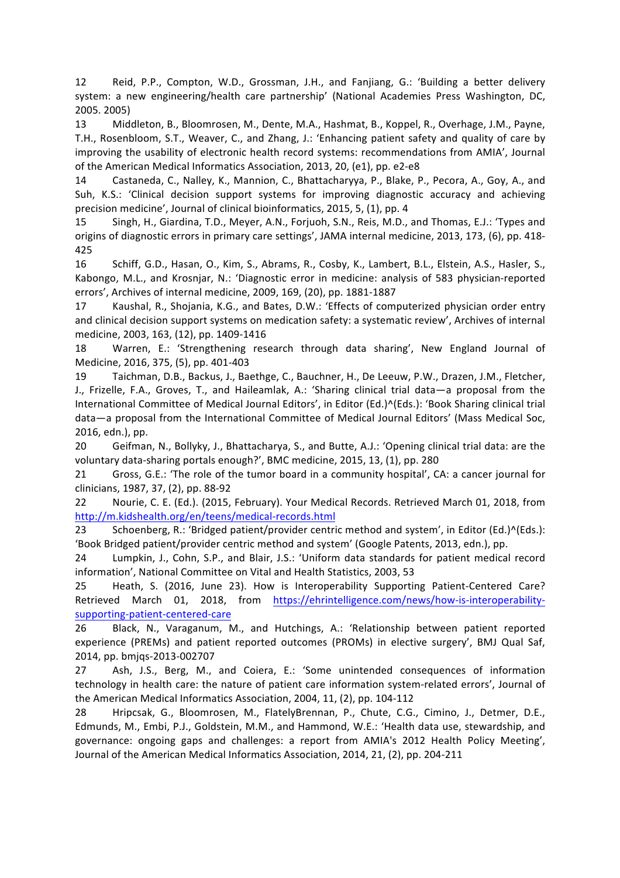12 Reid, P.P., Compton, W.D., Grossman, J.H., and Fanjiang, G.: 'Building a better delivery system: a new engineering/health care partnership' (National Academies Press Washington, DC, 2005. 2005)

13 Middleton, B., Bloomrosen, M., Dente, M.A., Hashmat, B., Koppel, R., Overhage, J.M., Payne, T.H., Rosenbloom, S.T., Weaver, C., and Zhang, J.: 'Enhancing patient safety and quality of care by improving the usability of electronic health record systems: recommendations from AMIA', Journal of the American Medical Informatics Association, 2013, 20, (e1), pp. e2-e8

14 Castaneda, C., Nalley, K., Mannion, C., Bhattacharyya, P., Blake, P., Pecora, A., Goy, A., and Suh, K.S.: 'Clinical decision support systems for improving diagnostic accuracy and achieving precision medicine', Journal of clinical bioinformatics, 2015, 5, (1), pp. 4

15 Singh, H., Giardina, T.D., Meyer, A.N., Forjuoh, S.N., Reis, M.D., and Thomas, E.J.: 'Types and origins of diagnostic errors in primary care settings', JAMA internal medicine, 2013, 173, (6), pp. 418-425

16 Schiff, G.D., Hasan, O., Kim, S., Abrams, R., Cosby, K., Lambert, B.L., Elstein, A.S., Hasler, S., Kabongo, M.L., and Krosnjar, N.: 'Diagnostic error in medicine: analysis of 583 physician-reported errors', Archives of internal medicine, 2009, 169, (20), pp. 1881-1887

17 Kaushal, R., Shojania, K.G., and Bates, D.W.: 'Effects of computerized physician order entry and clinical decision support systems on medication safety: a systematic review', Archives of internal medicine, 2003, 163, (12), pp. 1409-1416

18 Warren, E.: 'Strengthening research through data sharing', New England Journal of Medicine, 2016, 375, (5), pp. 401-403

19 Taichman, D.B., Backus, J., Baethge, C., Bauchner, H., De Leeuw, P.W., Drazen, J.M., Fletcher, J., Frizelle, F.A., Groves, T., and Haileamlak, A.: 'Sharing clinical trial data—a proposal from the International Committee of Medical Journal Editors', in Editor (Ed.)^(Eds.): 'Book Sharing clinical trial data—a proposal from the International Committee of Medical Journal Editors' (Mass Medical Soc, 2016, edn.), pp.

20 Geifman, N., Bollyky, J., Bhattacharya, S., and Butte, A.J.: 'Opening clinical trial data: are the voluntary data-sharing portals enough?', BMC medicine, 2015, 13, (1), pp. 280

21 Gross, G.E.: 'The role of the tumor board in a community hospital', CA: a cancer journal for clinicians, 1987, 37, (2), pp. 88-92

22 Nourie, C. E. (Ed.). (2015, February). Your Medical Records. Retrieved March 01, 2018, from http://m.kidshealth.org/en/teens/medical-records.html

23 Schoenberg, R.: 'Bridged patient/provider centric method and system', in Editor (Ed.)^(Eds.): 'Book Bridged patient/provider centric method and system' (Google Patents, 2013, edn.), pp.

24 Lumpkin, J., Cohn, S.P., and Blair, J.S.: 'Uniform data standards for patient medical record information', National Committee on Vital and Health Statistics, 2003, 53

25 Heath, S. (2016, June 23). How is Interoperability Supporting Patient-Centered Care? Retrieved March 01, 2018, from https://ehrintelligence.com/news/how-is-interoperability-supporting-patient-centered-care

26 Black, N., Varaganum, M., and Hutchings, A.: 'Relationship between patient reported experience (PREMs) and patient reported outcomes (PROMs) in elective surgery', BMJ Qual Saf, 2014, pp. bmjqs-2013-002707

27 Ash, J.S., Berg, M., and Coiera, E.: 'Some unintended consequences of information technology in health care: the nature of patient care information system-related errors', Journal of the American Medical Informatics Association, 2004, 11, (2), pp. 104-112

28 Hripcsak, G., Bloomrosen, M., FlatelyBrennan, P., Chute, C.G., Cimino, J., Detmer, D.E., Edmunds, M., Embi, P.J., Goldstein, M.M., and Hammond, W.E.: 'Health data use, stewardship, and governance: ongoing gaps and challenges: a report from AMIA's 2012 Health Policy Meeting', Journal of the American Medical Informatics Association, 2014, 21, (2), pp. 204-211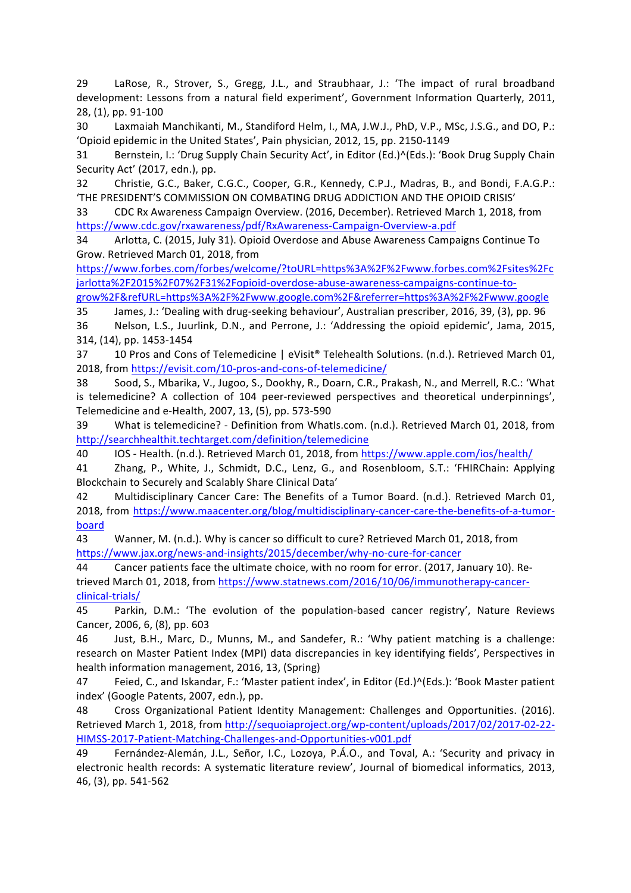29 LaRose, R., Strover, S., Gregg, J.L., and Straubhaar, J.: 'The impact of rural broadband development: Lessons from a natural field experiment', Government Information Quarterly, 2011, 28, (1), pp. 91-100

30 Laxmaiah Manchikanti, M., Standiford Helm, I., MA, J.W.J., PhD, V.P., MSc, J.S.G., and DO, P.: 'Opioid epidemic in the United States', Pain physician, 2012, 15, pp. 2150-1149

31 Bernstein, I.: 'Drug Supply Chain Security Act', in Editor (Ed.)^(Eds.): 'Book Drug Supply Chain Security Act' (2017, edn.), pp.

32 Christie, G.C., Baker, C.G.C., Cooper, G.R., Kennedy, C.P.J., Madras, B., and Bondi, F.A.G.P.: 'THE PRESIDENT'S COMMISSION ON COMBATING DRUG ADDICTION AND THE OPIOID CRISIS'

33 CDC Rx Awareness Campaign Overview. (2016, December). Retrieved March 1, 2018, from https://www.cdc.gov/rxawareness/pdf/RxAwareness-Campaign-Overview-a.pdf

34 Arlotta, C. (2015, July 31). Opioid Overdose and Abuse Awareness Campaigns Continue To Grow. Retrieved March 01, 2018, from https://www.forbes.com/forbes/welcome/?toURL=https%3A%2F%2Fwww.forbes.com%2Fsites%2Fcjarlotta%2F2015%2F07%2F31%2Fopioid-overdose-abuse-awareness-campaigns-continue-to-grow%2F&refURL=https%3A%2F%2Fwww.google.com%2F&referrer=https%3A%2F%2Fwww.google

35 James, J.: 'Dealing with drug-seeking behaviour', Australian prescriber, 2016, 39, (3), pp. 96

36 Nelson, L.S., Juurlink, D.N., and Perrone, J.: 'Addressing the opioid epidemic', Jama, 2015, 314, (14), pp. 1453-1454

37 10 Pros and Cons of Telemedicine | eVisit® Telehealth Solutions. (n.d.). Retrieved March 01, 2018, from https://evisit.com/10-pros-and-cons-of-telemedicine/

38 Sood, S., Mbarika, V., Jugoo, S., Dookhy, R., Doarn, C.R., Prakash, N., and Merrell, R.C.: 'What is telemedicine? A collection of 104 peer-reviewed perspectives and theoretical underpinnings', Telemedicine and e-Health, 2007, 13, (5), pp. 573-590

39 What is telemedicine? - Definition from WhatIs.com. (n.d.). Retrieved March 01, 2018, from http://searchhealthit.techtarget.com/definition/telemedicine

40 IOS - Health. (n.d.). Retrieved March 01, 2018, from https://www.apple.com/ios/health/

41 Zhang, P., White, J., Schmidt, D.C., Lenz, G., and Rosenbloom, S.T.: 'FHIRChain: Applying Blockchain to Securely and Scalably Share Clinical Data'

42 Multidisciplinary Cancer Care: The Benefits of a Tumor Board. (n.d.). Retrieved March 01, 2018, from https://www.maacenter.org/blog/multidisciplinary-cancer-care-the-benefits-of-a-tumor-board

43 Wanner, M. (n.d.). Why is cancer so difficult to cure? Retrieved March 01, 2018, from https://www.jax.org/news-and-insights/2015/december/why-no-cure-for-cancer

44 Cancer patients face the ultimate choice, with no room for error. (2017, January 10). Retrieved March 01, 2018, from https://www.statnews.com/2016/10/06/immunotherapy-cancer-clinical-trials/

45 Parkin, D.M.: 'The evolution of the population-based cancer registry', Nature Reviews Cancer, 2006, 6, (8), pp. 603

46 Just, B.H., Marc, D., Munns, M., and Sandefer, R.: 'Why patient matching is a challenge: research on Master Patient Index (MPI) data discrepancies in key identifying fields', Perspectives in health information management, 2016, 13, (Spring)

47 Feied, C., and Iskandar, F.: 'Master patient index', in Editor (Ed.)^(Eds.): 'Book Master patient index' (Google Patents, 2007, edn.), pp.

48 Cross Organizational Patient Identity Management: Challenges and Opportunities. (2016). Retrieved March 1, 2018, from http://sequoiaproject.org/wp-content/uploads/2017/02/2017-02-22-HIMSS-2017-Patient-Matching-Challenges-and-Opportunities-v001.pdf

49 Fernández-Alemán, J.L., Señor, I.C., Lozoya, P.Á.O., and Toval, A.: 'Security and privacy in electronic health records: A systematic literature review', Journal of biomedical informatics, 2013, 46, (3), pp. 541-562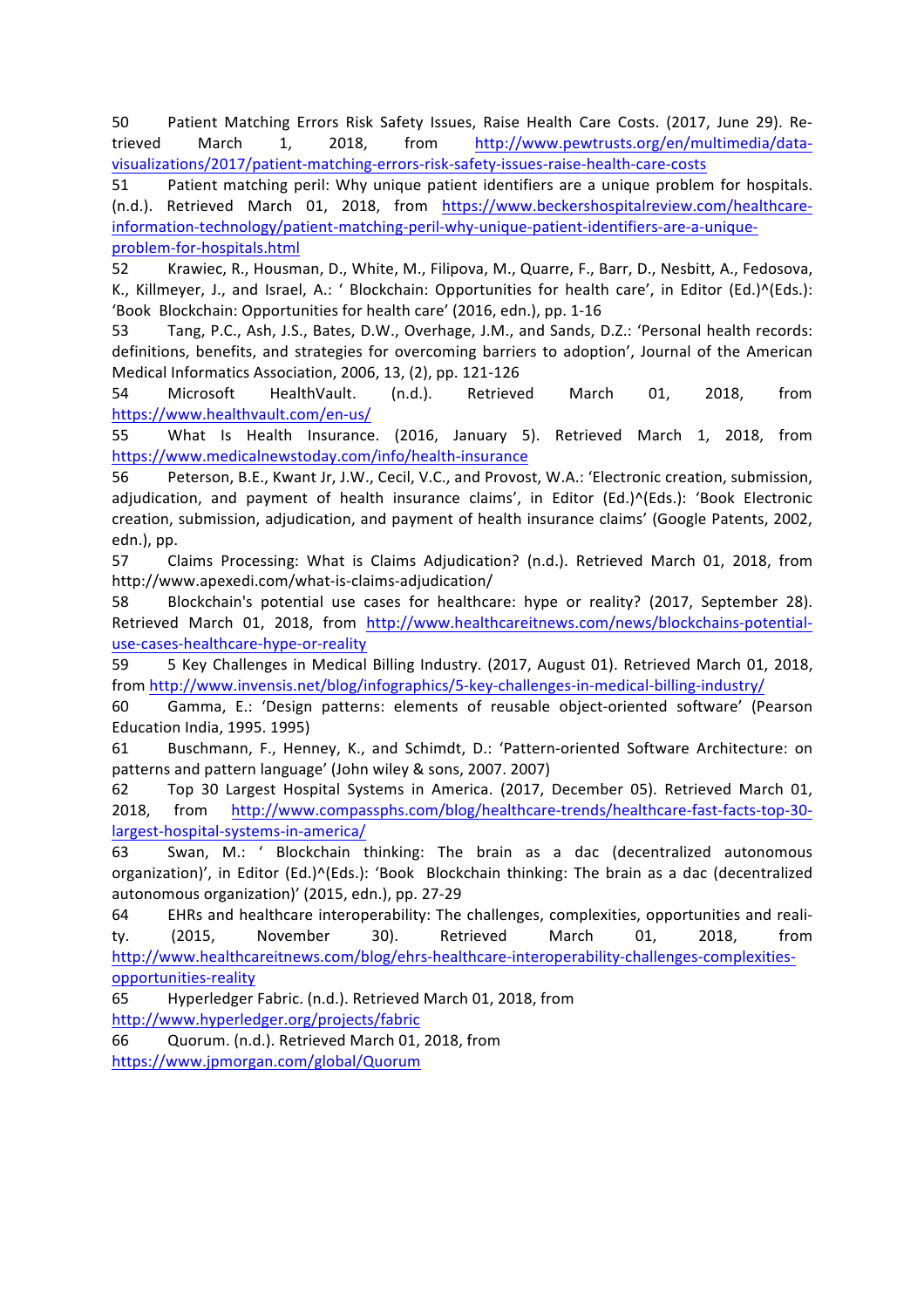50 Patient Matching Errors Risk Safety Issues, Raise Health Care Costs. (2017, June 29). Retrieved March 1, 2018, from http://www.pewtrusts.org/en/multimedia/data-visualizations/2017/patient-matching-errors-risk-safety-issues-raise-health-care-costs

51 Patient matching peril: Why unique patient identifiers are a unique problem for hospitals. (n.d.). Retrieved March 01, 2018, from https://www.beckershospitalreview.com/healthcare-information-technology/patient-matching-peril-why-unique-patient-identifiers-are-a-unique-problem-for-hospitals.html

52 Krawiec, R., Housman, D., White, M., Filipova, M., Quarre, F., Barr, D., Nesbitt, A., Fedosova, K., Killmeyer, J., and Israel, A.: ' Blockchain: Opportunities for health care', in Editor (Ed.)^(Eds.): 'Book Blockchain: Opportunities for health care' (2016, edn.), pp. 1-16

53 Tang, P.C., Ash, J.S., Bates, D.W., Overhage, J.M., and Sands, D.Z.: 'Personal health records: definitions, benefits, and strategies for overcoming barriers to adoption', Journal of the American Medical Informatics Association, 2006, 13, (2), pp. 121-126

54 Microsoft HealthVault. (n.d.). Retrieved March 01, 2018, from https://www.healthvault.com/en-us/

55 What Is Health Insurance. (2016, January 5). Retrieved March 1, 2018, from https://www.medicalnewstoday.com/info/health-insurance

56 Peterson, B.E., Kwant Jr, J.W., Cecil, V.C., and Provost, W.A.: 'Electronic creation, submission, adjudication, and payment of health insurance claims', in Editor (Ed.)^(Eds.): 'Book Electronic creation, submission, adjudication, and payment of health insurance claims' (Google Patents, 2002, edn.), pp.

57 Claims Processing: What is Claims Adjudication? (n.d.). Retrieved March 01, 2018, from http://www.apexedi.com/what-is-claims-adjudication/

58 Blockchain's potential use cases for healthcare: hype or reality? (2017, September 28). Retrieved March 01, 2018, from http://www.healthcareitnews.com/news/blockchains-potential-use-cases-healthcare-hype-or-reality

59 5 Key Challenges in Medical Billing Industry. (2017, August 01). Retrieved March 01, 2018, from http://www.invensis.net/blog/infographics/5-key-challenges-in-medical-billing-industry/

60 Gamma, E.: 'Design patterns: elements of reusable object-oriented software' (Pearson Education India, 1995. 1995)

61 Buschmann, F., Henney, K., and Schimdt, D.: 'Pattern-oriented Software Architecture: on patterns and pattern language' (John wiley & sons, 2007. 2007)

62 Top 30 Largest Hospital Systems in America. (2017, December 05). Retrieved March 01, 2018, from http://www.compassphs.com/blog/healthcare-trends/healthcare-fast-facts-top-30-largest-hospital-systems-in-america/

63 Swan, M.: ' Blockchain thinking: The brain as a dac (decentralized autonomous organization)', in Editor (Ed.)^(Eds.): 'Book Blockchain thinking: The brain as a dac (decentralized autonomous organization)' (2015, edn.), pp. 27-29

64 EHRs and healthcare interoperability: The challenges, complexities, opportunities and reality. (2015, November 30). Retrieved March 01, 2018, from http://www.healthcareitnews.com/blog/ehrs-healthcare-interoperability-challenges-complexities-opportunities-reality

65 Hyperledger Fabric. (n.d.). Retrieved March 01, 2018, from http://www.hyperledger.org/projects/fabric

66 Quorum. (n.d.). Retrieved March 01, 2018, from https://www.jpmorgan.com/global/Quorum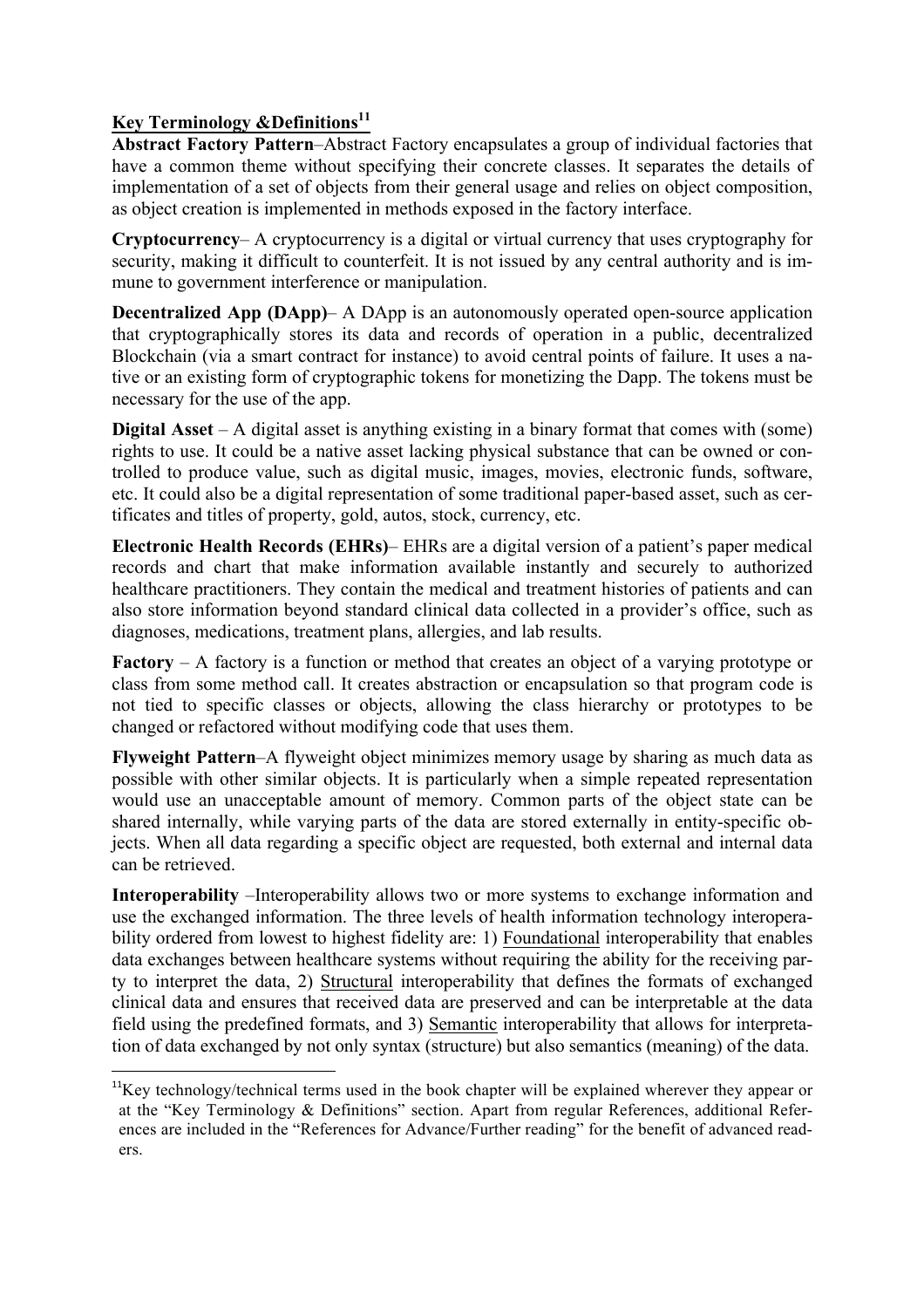## Key Terminology &Definitions[11]

**Abstract Factory Pattern**–Abstract Factory encapsulates a group of individual factories that have a common theme without specifying their concrete classes. It separates the details of implementation of a set of objects from their general usage and relies on object composition, as object creation is implemented in methods exposed in the factory interface.

**Cryptocurrency**– A cryptocurrency is a digital or virtual currency that uses cryptography for security, making it difficult to counterfeit. It is not issued by any central authority and is immune to government interference or manipulation.

**Decentralized App (DApp)**– A DApp is an autonomously operated open-source application that cryptographically stores its data and records of operation in a public, decentralized Blockchain (via a smart contract for instance) to avoid central points of failure. It uses a native or an existing form of cryptographic tokens for monetizing the Dapp. The tokens must be necessary for the use of the app.

**Digital Asset** – A digital asset is anything existing in a binary format that comes with (some) rights to use. It could be a native asset lacking physical substance that can be owned or controlled to produce value, such as digital music, images, movies, electronic funds, software, etc. It could also be a digital representation of some traditional paper-based asset, such as certificates and titles of property, gold, autos, stock, currency, etc.

**Electronic Health Records (EHRs)**– EHRs are a digital version of a patient's paper medical records and chart that make information available instantly and securely to authorized healthcare practitioners. They contain the medical and treatment histories of patients and can also store information beyond standard clinical data collected in a provider's office, such as diagnoses, medications, treatment plans, allergies, and lab results.

**Factory** – A factory is a function or method that creates an object of a varying prototype or class from some method call. It creates abstraction or encapsulation so that program code is not tied to specific classes or objects, allowing the class hierarchy or prototypes to be changed or refactored without modifying code that uses them.

**Flyweight Pattern**–A flyweight object minimizes memory usage by sharing as much data as possible with other similar objects. It is particularly when a simple repeated representation would use an unacceptable amount of memory. Common parts of the object state can be shared internally, while varying parts of the data are stored externally in entity-specific objects. When all data regarding a specific object are requested, both external and internal data can be retrieved.

**Interoperability** –Interoperability allows two or more systems to exchange information and use the exchanged information. The three levels of health information technology interoperability ordered from lowest to highest fidelity are: 1) Foundational interoperability that enables data exchanges between healthcare systems without requiring the ability for the receiving party to interpret the data, 2) Structural interoperability that defines the formats of exchanged clinical data and ensures that received data are preserved and can be interpretable at the data field using the predefined formats, and 3) Semantic interoperability that allows for interpretation of data exchanged by not only syntax (structure) but also semantics (meaning) of the data.

[11] Key technology/technical terms used in the book chapter will be explained wherever they appear or at the "Key Terminology & Definitions" section. Apart from regular References, additional References are included in the "References for Advance/Further reading" for the benefit of advanced readers.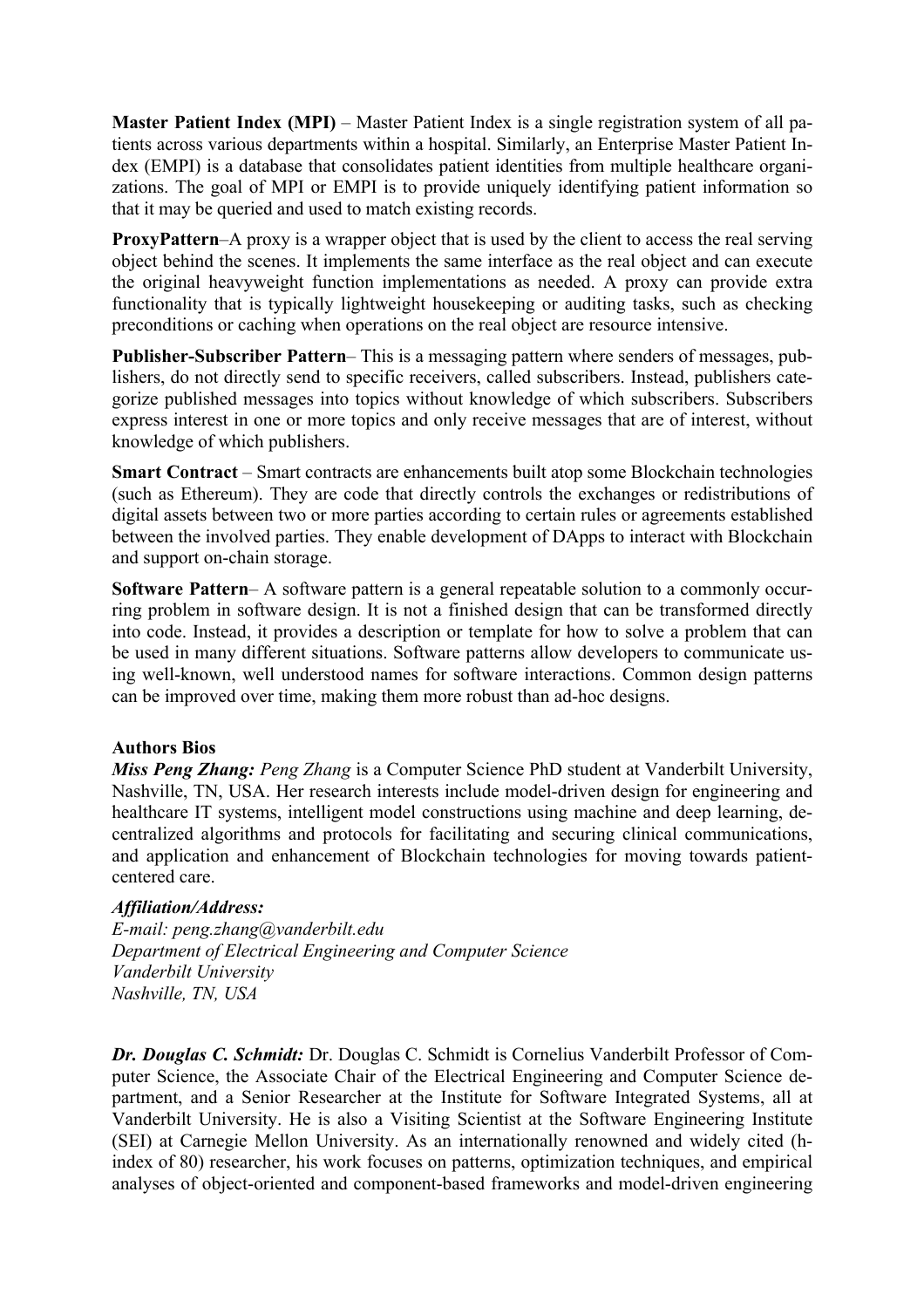**Master Patient Index (MPI)** – Master Patient Index is a single registration system of all patients across various departments within a hospital. Similarly, an Enterprise Master Patient Index (EMPI) is a database that consolidates patient identities from multiple healthcare organizations. The goal of MPI or EMPI is to provide uniquely identifying patient information so that it may be queried and used to match existing records.

**ProxyPattern**–A proxy is a wrapper object that is used by the client to access the real serving object behind the scenes. It implements the same interface as the real object and can execute the original heavyweight function implementations as needed. A proxy can provide extra functionality that is typically lightweight housekeeping or auditing tasks, such as checking preconditions or caching when operations on the real object are resource intensive.

**Publisher-Subscriber Pattern**– This is a messaging pattern where senders of messages, publishers, do not directly send to specific receivers, called subscribers. Instead, publishers categorize published messages into topics without knowledge of which subscribers. Subscribers express interest in one or more topics and only receive messages that are of interest, without knowledge of which publishers.

**Smart Contract** – Smart contracts are enhancements built atop some Blockchain technologies (such as Ethereum). They are code that directly controls the exchanges or redistributions of digital assets between two or more parties according to certain rules or agreements established between the involved parties. They enable development of DApps to interact with Blockchain and support on-chain storage.

**Software Pattern**– A software pattern is a general repeatable solution to a commonly occurring problem in software design. It is not a finished design that can be transformed directly into code. Instead, it provides a description or template for how to solve a problem that can be used in many different situations. Software patterns allow developers to communicate using well-known, well understood names for software interactions. Common design patterns can be improved over time, making them more robust than ad-hoc designs.

**Authors Bios**

***Miss Peng Zhang:*** *Peng Zhang* is a Computer Science PhD student at Vanderbilt University, Nashville, TN, USA. Her research interests include model-driven design for engineering and healthcare IT systems, intelligent model constructions using machine and deep learning, decentralized algorithms and protocols for facilitating and securing clinical communications, and application and enhancement of Blockchain technologies for moving towards patient-centered care.

***Affiliation/Address:***

*E-mail: peng.zhang@vanderbilt.edu*
*Department of Electrical Engineering and Computer Science*
*Vanderbilt University*
*Nashville, TN, USA*

***Dr. Douglas C. Schmidt:*** Dr. Douglas C. Schmidt is Cornelius Vanderbilt Professor of Computer Science, the Associate Chair of the Electrical Engineering and Computer Science department, and a Senior Researcher at the Institute for Software Integrated Systems, all at Vanderbilt University. He is also a Visiting Scientist at the Software Engineering Institute (SEI) at Carnegie Mellon University. As an internationally renowned and widely cited (h-index of 80) researcher, his work focuses on patterns, optimization techniques, and empirical analyses of object-oriented and component-based frameworks and model-driven engineering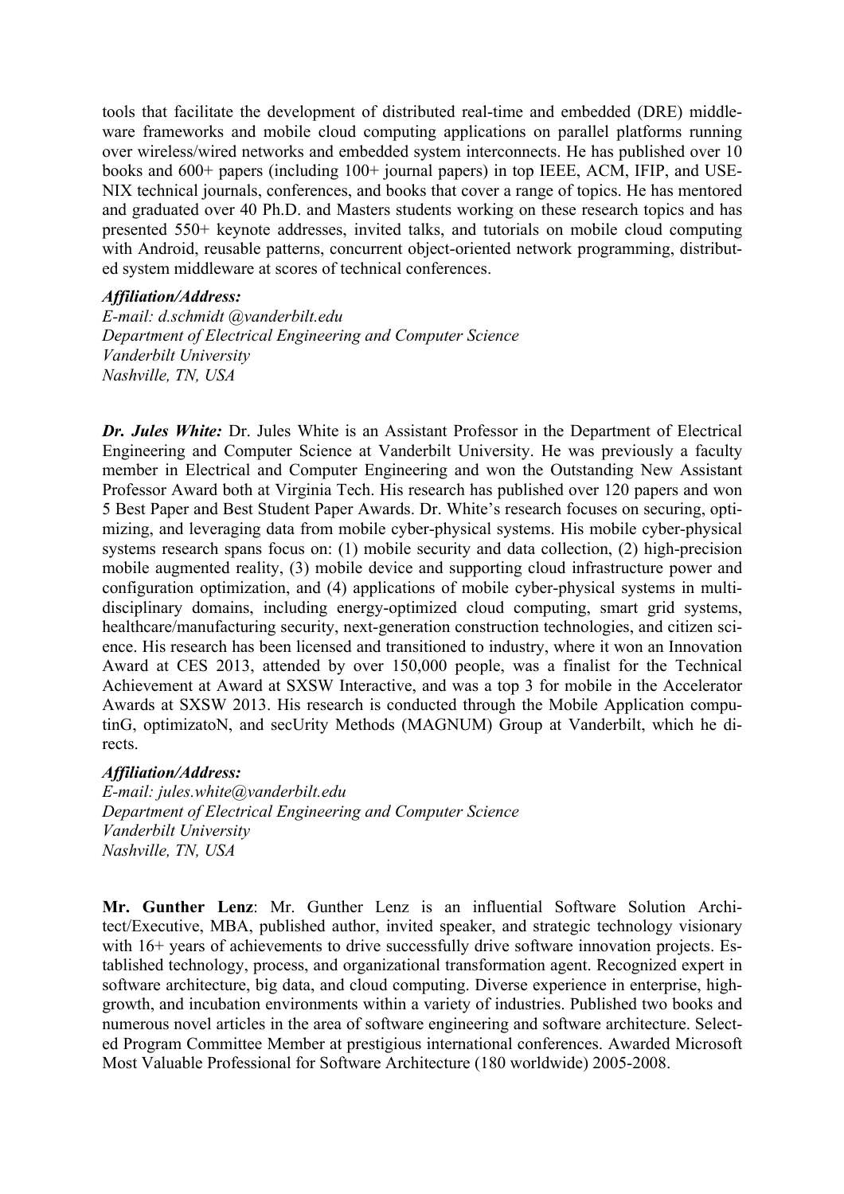tools that facilitate the development of distributed real-time and embedded (DRE) middleware frameworks and mobile cloud computing applications on parallel platforms running over wireless/wired networks and embedded system interconnects. He has published over 10 books and 600+ papers (including 100+ journal papers) in top IEEE, ACM, IFIP, and USENIX technical journals, conferences, and books that cover a range of topics. He has mentored and graduated over 40 Ph.D. and Masters students working on these research topics and has presented 550+ keynote addresses, invited talks, and tutorials on mobile cloud computing with Android, reusable patterns, concurrent object-oriented network programming, distributed system middleware at scores of technical conferences.

***Affiliation/Address:***
*E-mail: d.schmidt @vanderbilt.edu*
*Department of Electrical Engineering and Computer Science*
*Vanderbilt University*
*Nashville, TN, USA*

***Dr. Jules White:*** Dr. Jules White is an Assistant Professor in the Department of Electrical Engineering and Computer Science at Vanderbilt University. He was previously a faculty member in Electrical and Computer Engineering and won the Outstanding New Assistant Professor Award both at Virginia Tech. His research has published over 120 papers and won 5 Best Paper and Best Student Paper Awards. Dr. White's research focuses on securing, optimizing, and leveraging data from mobile cyber-physical systems. His mobile cyber-physical systems research spans focus on: (1) mobile security and data collection, (2) high-precision mobile augmented reality, (3) mobile device and supporting cloud infrastructure power and configuration optimization, and (4) applications of mobile cyber-physical systems in multi-disciplinary domains, including energy-optimized cloud computing, smart grid systems, healthcare/manufacturing security, next-generation construction technologies, and citizen science. His research has been licensed and transitioned to industry, where it won an Innovation Award at CES 2013, attended by over 150,000 people, was a finalist for the Technical Achievement at Award at SXSW Interactive, and was a top 3 for mobile in the Accelerator Awards at SXSW 2013. His research is conducted through the Mobile Application computinG, optimizatoN, and secUrity Methods (MAGNUM) Group at Vanderbilt, which he directs.

***Affiliation/Address:***
*E-mail: jules.white@vanderbilt.edu*
*Department of Electrical Engineering and Computer Science*
*Vanderbilt University*
*Nashville, TN, USA*

**Mr. Gunther Lenz**: Mr. Gunther Lenz is an influential Software Solution Architect/Executive, MBA, published author, invited speaker, and strategic technology visionary with 16+ years of achievements to drive successfully drive software innovation projects. Established technology, process, and organizational transformation agent. Recognized expert in software architecture, big data, and cloud computing. Diverse experience in enterprise, high-growth, and incubation environments within a variety of industries. Published two books and numerous novel articles in the area of software engineering and software architecture. Selected Program Committee Member at prestigious international conferences. Awarded Microsoft Most Valuable Professional for Software Architecture (180 worldwide) 2005-2008.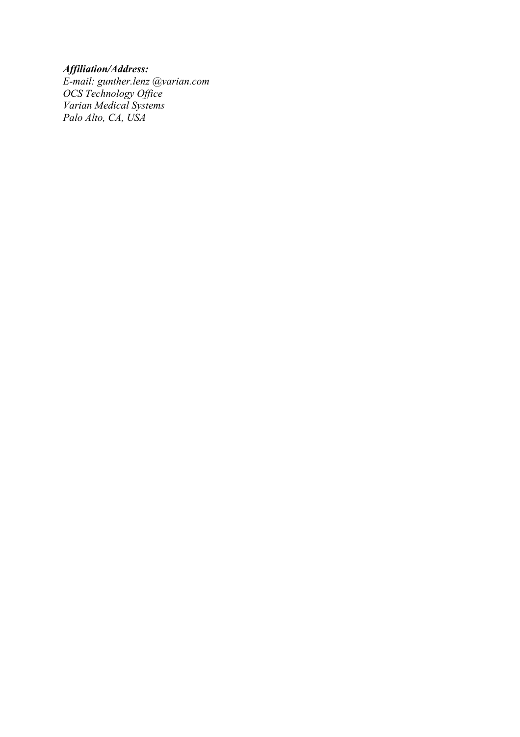***Affiliation/Address:***

*E-mail: gunther.lenz @varian.com*
*OCS Technology Office*
*Varian Medical Systems*
*Palo Alto, CA, USA*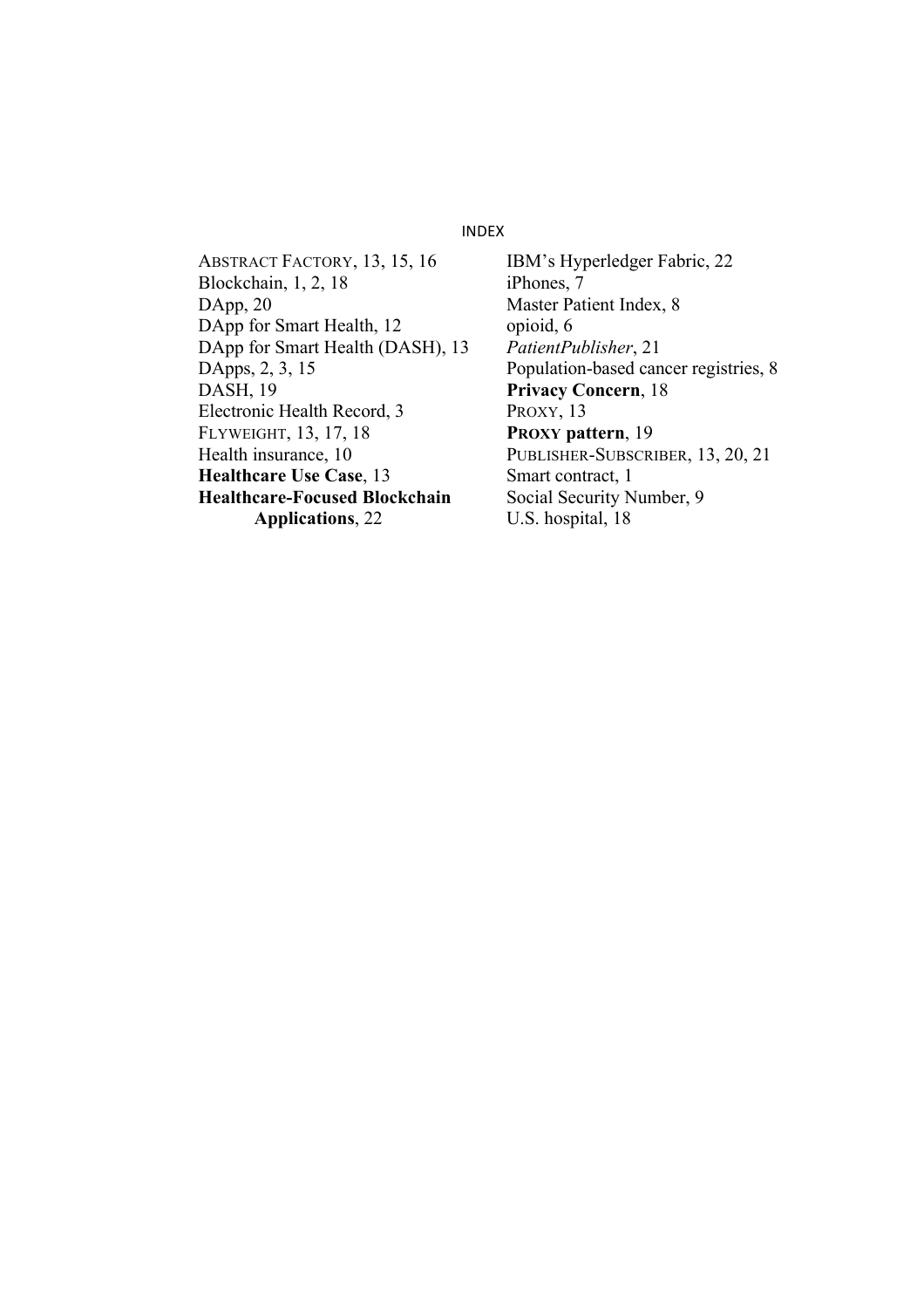# INDEX

ABSTRACT FACTORY, 13, 15, 16
Blockchain, 1, 2, 18
DApp, 20
DApp for Smart Health, 12
DApp for Smart Health (DASH), 13
DApps, 2, 3, 15
DASH, 19
Electronic Health Record, 3
FLYWEIGHT, 13, 17, 18
Health insurance, 10
**Healthcare Use Case**, 13
**Healthcare-Focused Blockchain Applications**, 22
IBM's Hyperledger Fabric, 22
iPhones, 7
Master Patient Index, 8
opioid, 6
*PatientPublisher*, 21
Population-based cancer registries, 8
**Privacy Concern**, 18
PROXY, 13
**PROXY pattern**, 19
PUBLISHER-SUBSCRIBER, 13, 20, 21
Smart contract, 1
Social Security Number, 9
U.S. hospital, 18